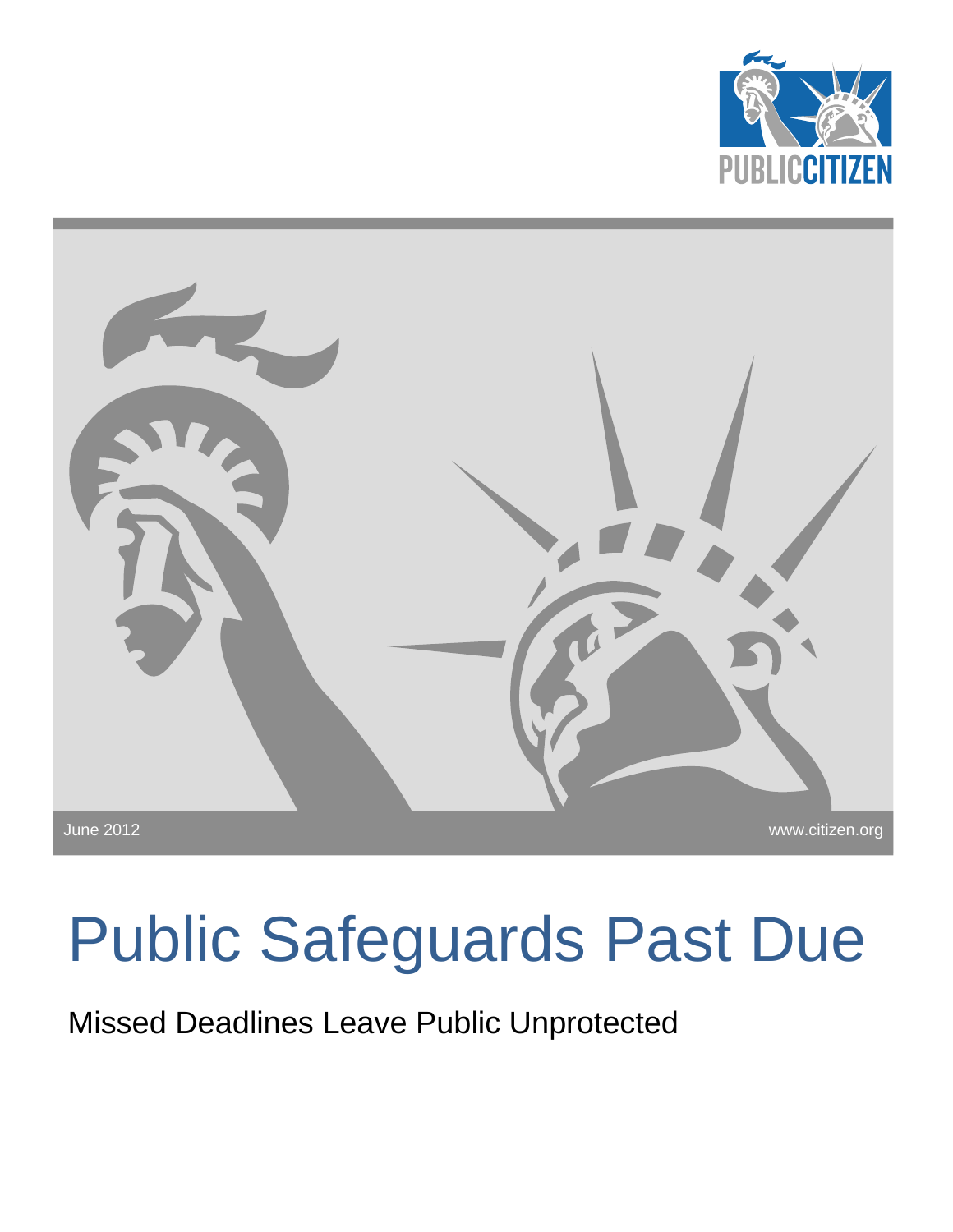PUBLIC CITIZEN

June 2012

www.citizen.org

# Public Safeguards Past Due

## Missed Deadlines Leave Public Unprotected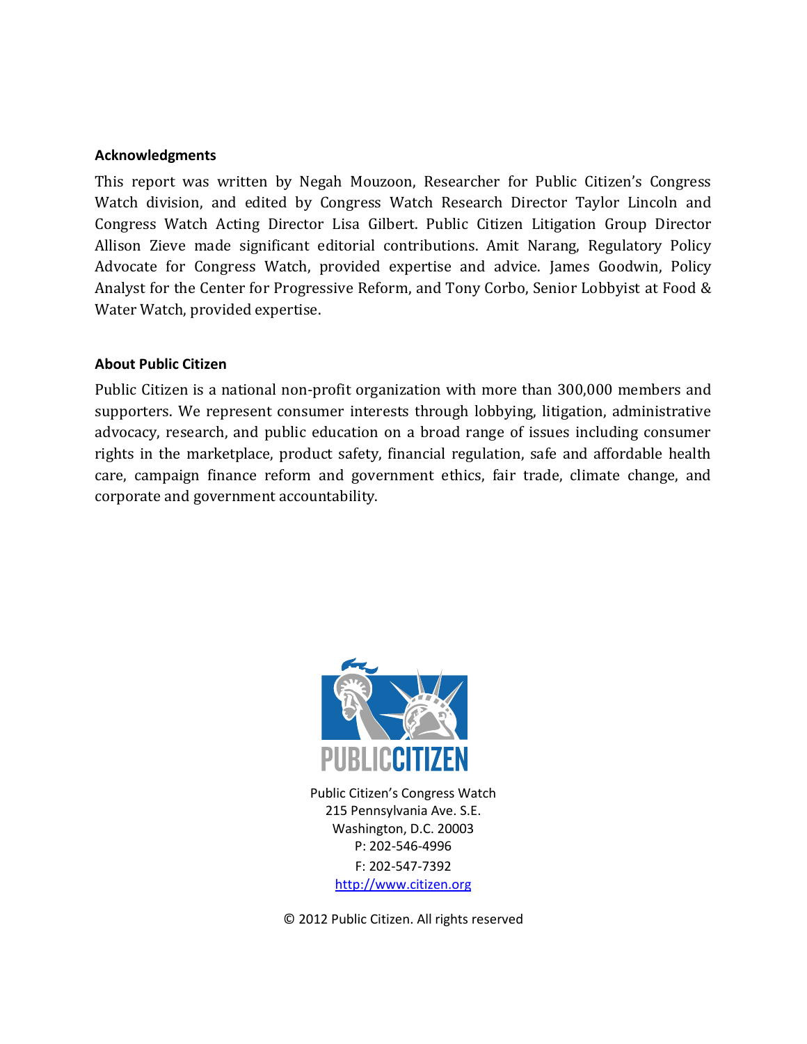**Acknowledgments**

This report was written by Negah Mouzoon, Researcher for Public Citizen's Congress Watch division, and edited by Congress Watch Research Director Taylor Lincoln and Congress Watch Acting Director Lisa Gilbert. Public Citizen Litigation Group Director Allison Zieve made significant editorial contributions. Amit Narang, Regulatory Policy Advocate for Congress Watch, provided expertise and advice. James Goodwin, Policy Analyst for the Center for Progressive Reform, and Tony Corbo, Senior Lobbyist at Food & Water Watch, provided expertise.

**About Public Citizen**

Public Citizen is a national non-profit organization with more than 300,000 members and supporters. We represent consumer interests through lobbying, litigation, administrative advocacy, research, and public education on a broad range of issues including consumer rights in the marketplace, product safety, financial regulation, safe and affordable health care, campaign finance reform and government ethics, fair trade, climate change, and corporate and government accountability.

PUBLIC CITIZEN

Public Citizen's Congress Watch
215 Pennsylvania Ave. S.E.
Washington, D.C. 20003
P: 202-546-4996
F: 202-547-7392
http://www.citizen.org

© 2012 Public Citizen. All rights reserved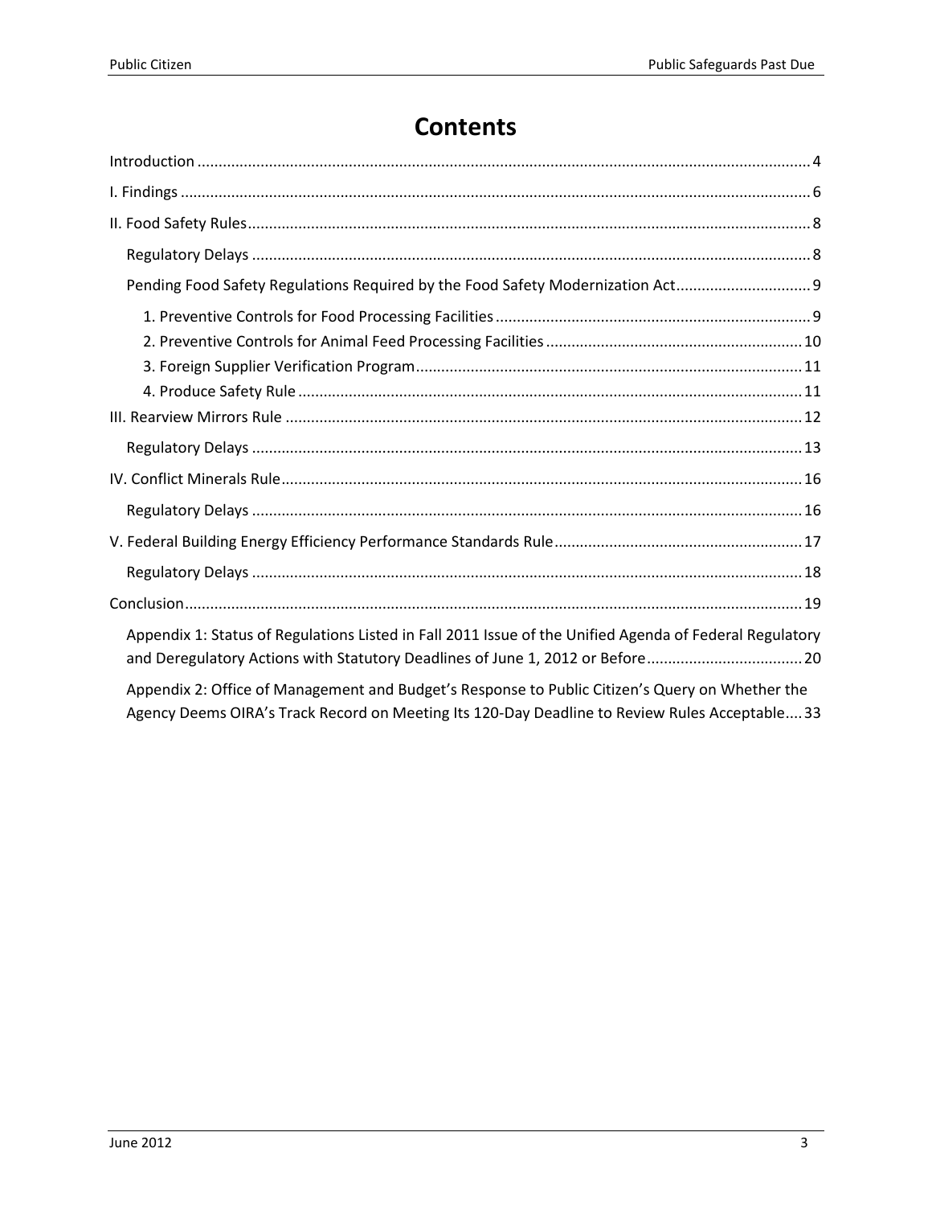# Contents

Introduction ... 4

I. Findings ... 6

II. Food Safety Rules ... 8

- Regulatory Delays ... 8
- Pending Food Safety Regulations Required by the Food Safety Modernization Act ... 9
  1. Preventive Controls for Food Processing Facilities ... 9
  2. Preventive Controls for Animal Feed Processing Facilities ... 10
  3. Foreign Supplier Verification Program ... 11
  4. Produce Safety Rule ... 11

III. Rearview Mirrors Rule ... 12

- Regulatory Delays ... 13

IV. Conflict Minerals Rule ... 16

- Regulatory Delays ... 16

V. Federal Building Energy Efficiency Performance Standards Rule ... 17

- Regulatory Delays ... 18

Conclusion ... 19

- Appendix 1: Status of Regulations Listed in Fall 2011 Issue of the Unified Agenda of Federal Regulatory and Deregulatory Actions with Statutory Deadlines of June 1, 2012 or Before ... 20
- Appendix 2: Office of Management and Budget's Response to Public Citizen's Query on Whether the Agency Deems OIRA's Track Record on Meeting Its 120-Day Deadline to Review Rules Acceptable ... 33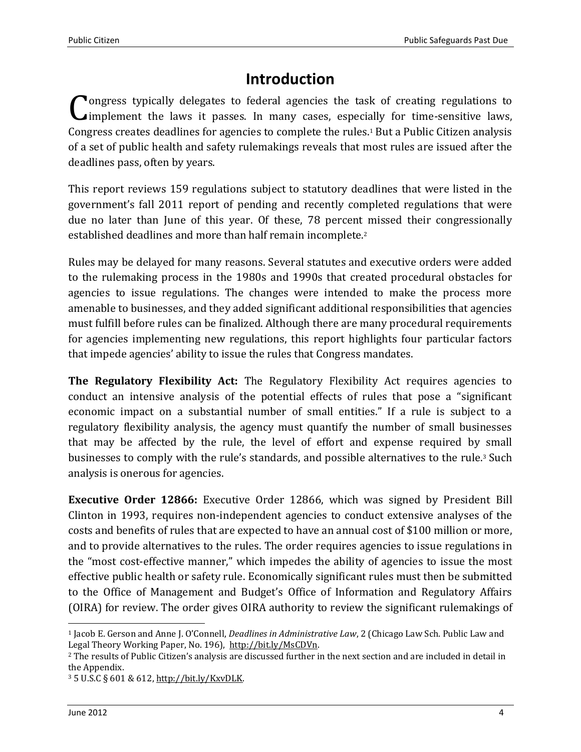# Introduction

Congress typically delegates to federal agencies the task of creating regulations to implement the laws it passes. In many cases, especially for time-sensitive laws, Congress creates deadlines for agencies to complete the rules.[1] But a Public Citizen analysis of a set of public health and safety rulemakings reveals that most rules are issued after the deadlines pass, often by years.

This report reviews 159 regulations subject to statutory deadlines that were listed in the government's fall 2011 report of pending and recently completed regulations that were due no later than June of this year. Of these, 78 percent missed their congressionally established deadlines and more than half remain incomplete.[2]

Rules may be delayed for many reasons. Several statutes and executive orders were added to the rulemaking process in the 1980s and 1990s that created procedural obstacles for agencies to issue regulations. The changes were intended to make the process more amenable to businesses, and they added significant additional responsibilities that agencies must fulfill before rules can be finalized. Although there are many procedural requirements for agencies implementing new regulations, this report highlights four particular factors that impede agencies' ability to issue the rules that Congress mandates.

**The Regulatory Flexibility Act:** The Regulatory Flexibility Act requires agencies to conduct an intensive analysis of the potential effects of rules that pose a "significant economic impact on a substantial number of small entities." If a rule is subject to a regulatory flexibility analysis, the agency must quantify the number of small businesses that may be affected by the rule, the level of effort and expense required by small businesses to comply with the rule's standards, and possible alternatives to the rule.[3] Such analysis is onerous for agencies.

**Executive Order 12866:** Executive Order 12866, which was signed by President Bill Clinton in 1993, requires non-independent agencies to conduct extensive analyses of the costs and benefits of rules that are expected to have an annual cost of $100 million or more, and to provide alternatives to the rules. The order requires agencies to issue regulations in the "most cost-effective manner," which impedes the ability of agencies to issue the most effective public health or safety rule. Economically significant rules must then be submitted to the Office of Management and Budget's Office of Information and Regulatory Affairs (OIRA) for review. The order gives OIRA authority to review the significant rulemakings of

---

[1] Jacob E. Gerson and Anne J. O'Connell, *Deadlines in Administrative Law*, 2 (Chicago Law Sch. Public Law and Legal Theory Working Paper, No. 196), http://bit.ly/MsCDVn.

[2] The results of Public Citizen's analysis are discussed further in the next section and are included in detail in the Appendix.

[3] 5 U.S.C § 601 & 612, http://bit.ly/KxvDLK.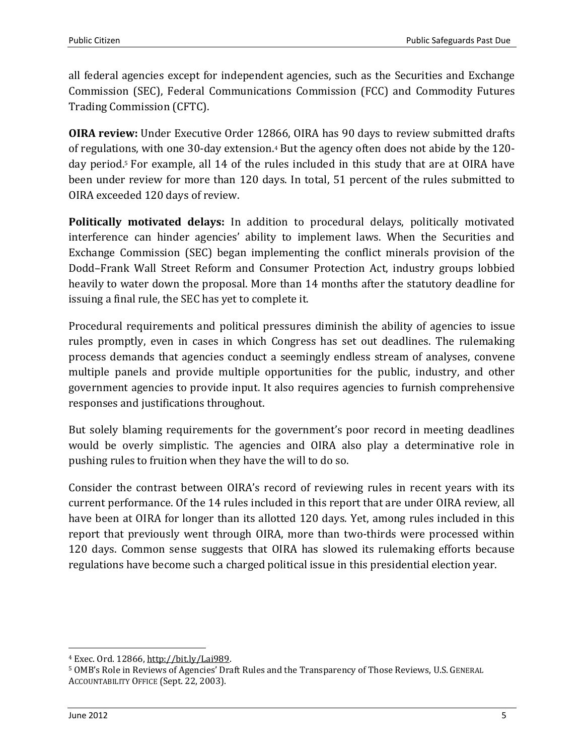all federal agencies except for independent agencies, such as the Securities and Exchange Commission (SEC), Federal Communications Commission (FCC) and Commodity Futures Trading Commission (CFTC).

**OIRA review:** Under Executive Order 12866, OIRA has 90 days to review submitted drafts of regulations, with one 30-day extension.[4] But the agency often does not abide by the 120-day period.[5] For example, all 14 of the rules included in this study that are at OIRA have been under review for more than 120 days. In total, 51 percent of the rules submitted to OIRA exceeded 120 days of review.

**Politically motivated delays:** In addition to procedural delays, politically motivated interference can hinder agencies' ability to implement laws. When the Securities and Exchange Commission (SEC) began implementing the conflict minerals provision of the Dodd–Frank Wall Street Reform and Consumer Protection Act, industry groups lobbied heavily to water down the proposal. More than 14 months after the statutory deadline for issuing a final rule, the SEC has yet to complete it.

Procedural requirements and political pressures diminish the ability of agencies to issue rules promptly, even in cases in which Congress has set out deadlines. The rulemaking process demands that agencies conduct a seemingly endless stream of analyses, convene multiple panels and provide multiple opportunities for the public, industry, and other government agencies to provide input. It also requires agencies to furnish comprehensive responses and justifications throughout.

But solely blaming requirements for the government's poor record in meeting deadlines would be overly simplistic. The agencies and OIRA also play a determinative role in pushing rules to fruition when they have the will to do so.

Consider the contrast between OIRA's record of reviewing rules in recent years with its current performance. Of the 14 rules included in this report that are under OIRA review, all have been at OIRA for longer than its allotted 120 days. Yet, among rules included in this report that previously went through OIRA, more than two-thirds were processed within 120 days. Common sense suggests that OIRA has slowed its rulemaking efforts because regulations have become such a charged political issue in this presidential election year.

---

[4] Exec. Ord. 12866, http://bit.ly/Lai989.

[5] OMB's Role in Reviews of Agencies' Draft Rules and the Transparency of Those Reviews, U.S. GENERAL ACCOUNTABILITY OFFICE (Sept. 22, 2003).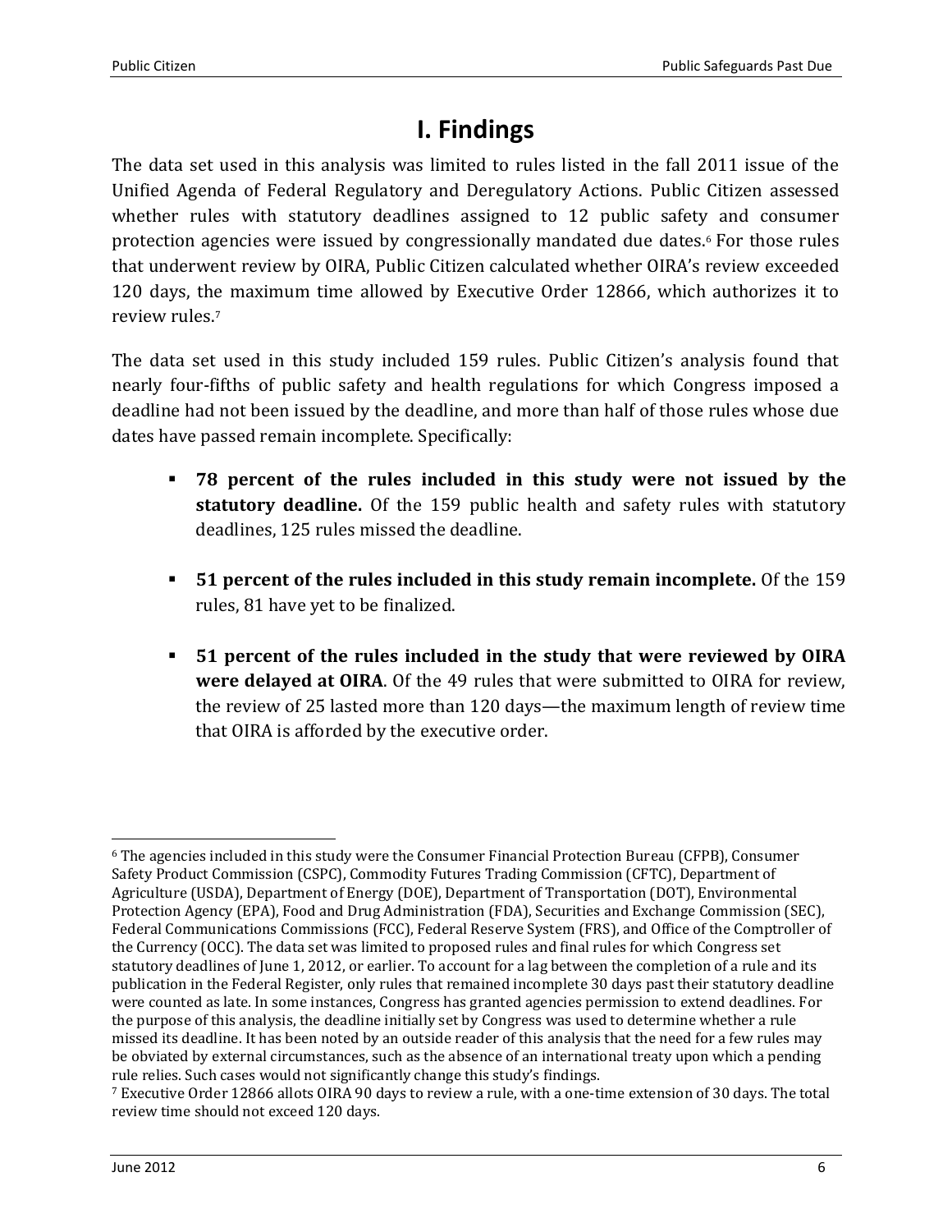# I. Findings

The data set used in this analysis was limited to rules listed in the fall 2011 issue of the Unified Agenda of Federal Regulatory and Deregulatory Actions. Public Citizen assessed whether rules with statutory deadlines assigned to 12 public safety and consumer protection agencies were issued by congressionally mandated due dates.[6] For those rules that underwent review by OIRA, Public Citizen calculated whether OIRA's review exceeded 120 days, the maximum time allowed by Executive Order 12866, which authorizes it to review rules.[7]

The data set used in this study included 159 rules. Public Citizen's analysis found that nearly four-fifths of public safety and health regulations for which Congress imposed a deadline had not been issued by the deadline, and more than half of those rules whose due dates have passed remain incomplete. Specifically:

- **78 percent of the rules included in this study were not issued by the statutory deadline.** Of the 159 public health and safety rules with statutory deadlines, 125 rules missed the deadline.
- **51 percent of the rules included in this study remain incomplete.** Of the 159 rules, 81 have yet to be finalized.
- **51 percent of the rules included in the study that were reviewed by OIRA were delayed at OIRA**. Of the 49 rules that were submitted to OIRA for review, the review of 25 lasted more than 120 days—the maximum length of review time that OIRA is afforded by the executive order.

---

[6] The agencies included in this study were the Consumer Financial Protection Bureau (CFPB), Consumer Safety Product Commission (CSPC), Commodity Futures Trading Commission (CFTC), Department of Agriculture (USDA), Department of Energy (DOE), Department of Transportation (DOT), Environmental Protection Agency (EPA), Food and Drug Administration (FDA), Securities and Exchange Commission (SEC), Federal Communications Commissions (FCC), Federal Reserve System (FRS), and Office of the Comptroller of the Currency (OCC). The data set was limited to proposed rules and final rules for which Congress set statutory deadlines of June 1, 2012, or earlier. To account for a lag between the completion of a rule and its publication in the Federal Register, only rules that remained incomplete 30 days past their statutory deadline were counted as late. In some instances, Congress has granted agencies permission to extend deadlines. For the purpose of this analysis, the deadline initially set by Congress was used to determine whether a rule missed its deadline. It has been noted by an outside reader of this analysis that the need for a few rules may be obviated by external circumstances, such as the absence of an international treaty upon which a pending rule relies. Such cases would not significantly change this study's findings.

[7] Executive Order 12866 allots OIRA 90 days to review a rule, with a one-time extension of 30 days. The total review time should not exceed 120 days.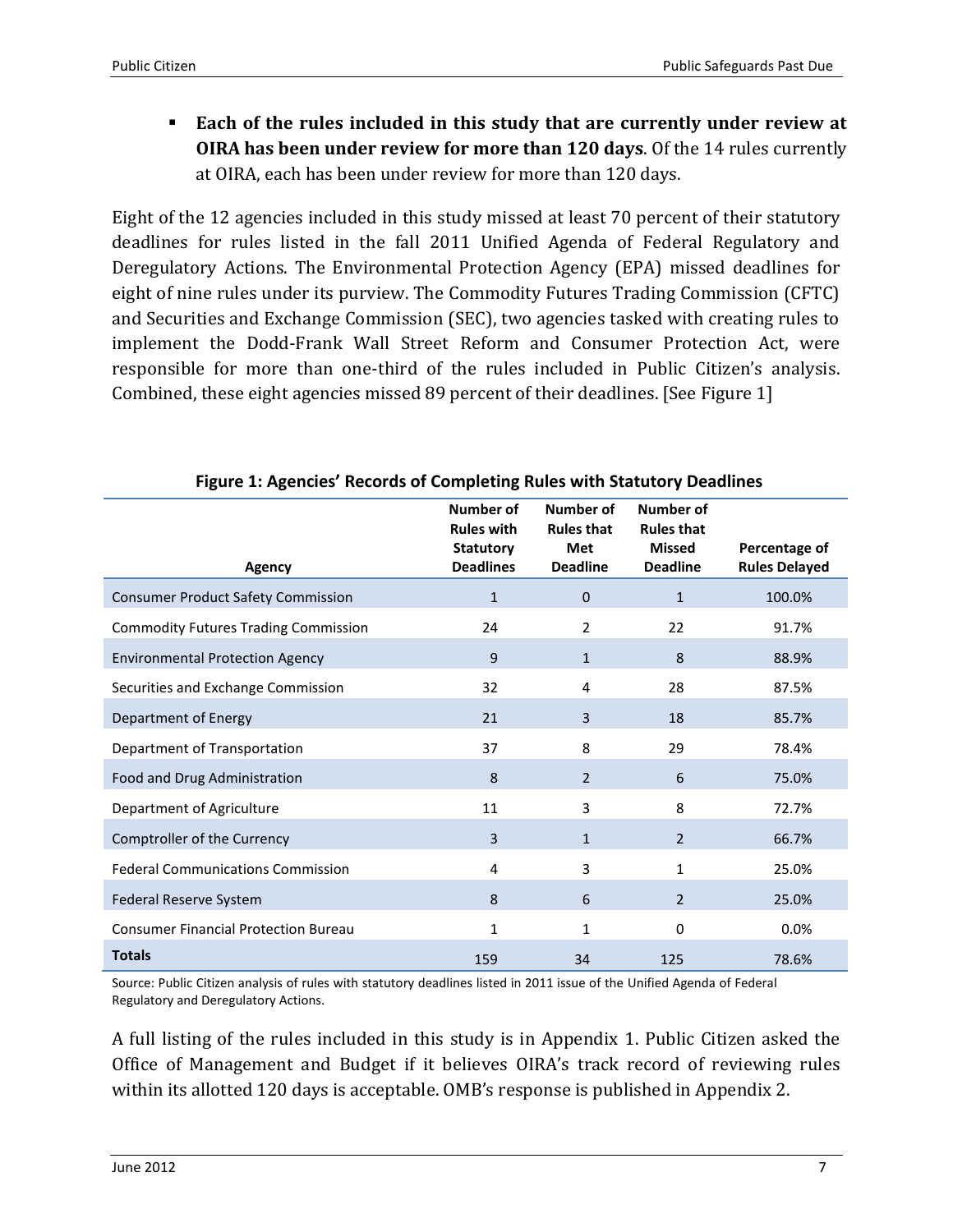- **Each of the rules included in this study that are currently under review at OIRA has been under review for more than 120 days**. Of the 14 rules currently at OIRA, each has been under review for more than 120 days.

Eight of the 12 agencies included in this study missed at least 70 percent of their statutory deadlines for rules listed in the fall 2011 Unified Agenda of Federal Regulatory and Deregulatory Actions. The Environmental Protection Agency (EPA) missed deadlines for eight of nine rules under its purview. The Commodity Futures Trading Commission (CFTC) and Securities and Exchange Commission (SEC), two agencies tasked with creating rules to implement the Dodd-Frank Wall Street Reform and Consumer Protection Act, were responsible for more than one-third of the rules included in Public Citizen's analysis. Combined, these eight agencies missed 89 percent of their deadlines. [See Figure 1]

**Figure 1: Agencies' Records of Completing Rules with Statutory Deadlines**

| Agency | Number of Rules with Statutory Deadlines | Number of Rules that Met Deadline | Number of Rules that Missed Deadline | Percentage of Rules Delayed |
|---|---|---|---|---|
| Consumer Product Safety Commission | 1 | 0 | 1 | 100.0% |
| Commodity Futures Trading Commission | 24 | 2 | 22 | 91.7% |
| Environmental Protection Agency | 9 | 1 | 8 | 88.9% |
| Securities and Exchange Commission | 32 | 4 | 28 | 87.5% |
| Department of Energy | 21 | 3 | 18 | 85.7% |
| Department of Transportation | 37 | 8 | 29 | 78.4% |
| Food and Drug Administration | 8 | 2 | 6 | 75.0% |
| Department of Agriculture | 11 | 3 | 8 | 72.7% |
| Comptroller of the Currency | 3 | 1 | 2 | 66.7% |
| Federal Communications Commission | 4 | 3 | 1 | 25.0% |
| Federal Reserve System | 8 | 6 | 2 | 25.0% |
| Consumer Financial Protection Bureau | 1 | 1 | 0 | 0.0% |
| **Totals** | 159 | 34 | 125 | 78.6% |

Source: Public Citizen analysis of rules with statutory deadlines listed in 2011 issue of the Unified Agenda of Federal Regulatory and Deregulatory Actions.

A full listing of the rules included in this study is in Appendix 1. Public Citizen asked the Office of Management and Budget if it believes OIRA's track record of reviewing rules within its allotted 120 days is acceptable. OMB's response is published in Appendix 2.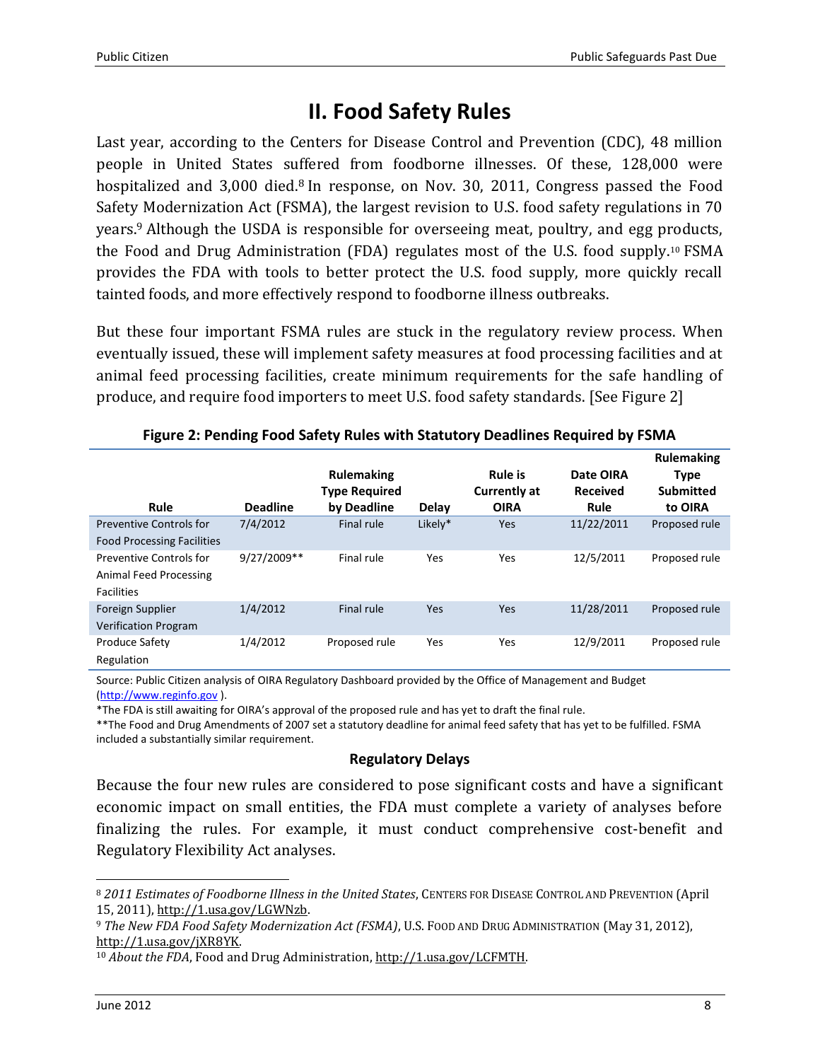# II. Food Safety Rules

Last year, according to the Centers for Disease Control and Prevention (CDC), 48 million people in United States suffered from foodborne illnesses. Of these, 128,000 were hospitalized and 3,000 died.[8] In response, on Nov. 30, 2011, Congress passed the Food Safety Modernization Act (FSMA), the largest revision to U.S. food safety regulations in 70 years.[9] Although the USDA is responsible for overseeing meat, poultry, and egg products, the Food and Drug Administration (FDA) regulates most of the U.S. food supply.[10] FSMA provides the FDA with tools to better protect the U.S. food supply, more quickly recall tainted foods, and more effectively respond to foodborne illness outbreaks.

But these four important FSMA rules are stuck in the regulatory review process. When eventually issued, these will implement safety measures at food processing facilities and at animal feed processing facilities, create minimum requirements for the safe handling of produce, and require food importers to meet U.S. food safety standards. [See Figure 2]

**Figure 2: Pending Food Safety Rules with Statutory Deadlines Required by FSMA**

| Rule | Deadline | Rulemaking Type Required by Deadline | Delay | Rule is Currently at OIRA | Date OIRA Received Rule | Rulemaking Type Submitted to OIRA |
|---|---|---|---|---|---|---|
| Preventive Controls for Food Processing Facilities | 7/4/2012 | Final rule | Likely* | Yes | 11/22/2011 | Proposed rule |
| Preventive Controls for Animal Feed Processing Facilities | 9/27/2009** | Final rule | Yes | Yes | 12/5/2011 | Proposed rule |
| Foreign Supplier Verification Program | 1/4/2012 | Final rule | Yes | Yes | 11/28/2011 | Proposed rule |
| Produce Safety Regulation | 1/4/2012 | Proposed rule | Yes | Yes | 12/9/2011 | Proposed rule |

Source: Public Citizen analysis of OIRA Regulatory Dashboard provided by the Office of Management and Budget (http://www.reginfo.gov ).

*The FDA is still awaiting for OIRA's approval of the proposed rule and has yet to draft the final rule.

**The Food and Drug Amendments of 2007 set a statutory deadline for animal feed safety that has yet to be fulfilled. FSMA included a substantially similar requirement.

### Regulatory Delays

Because the four new rules are considered to pose significant costs and have a significant economic impact on small entities, the FDA must complete a variety of analyses before finalizing the rules. For example, it must conduct comprehensive cost-benefit and Regulatory Flexibility Act analyses.

---

[8] *2011 Estimates of Foodborne Illness in the United States*, CENTERS FOR DISEASE CONTROL AND PREVENTION (April 15, 2011), http://1.usa.gov/LGWNzb.

[9] *The New FDA Food Safety Modernization Act (FSMA)*, U.S. FOOD AND DRUG ADMINISTRATION (May 31, 2012), http://1.usa.gov/jXR8YK.

[10] *About the FDA*, Food and Drug Administration, http://1.usa.gov/LCFMTH.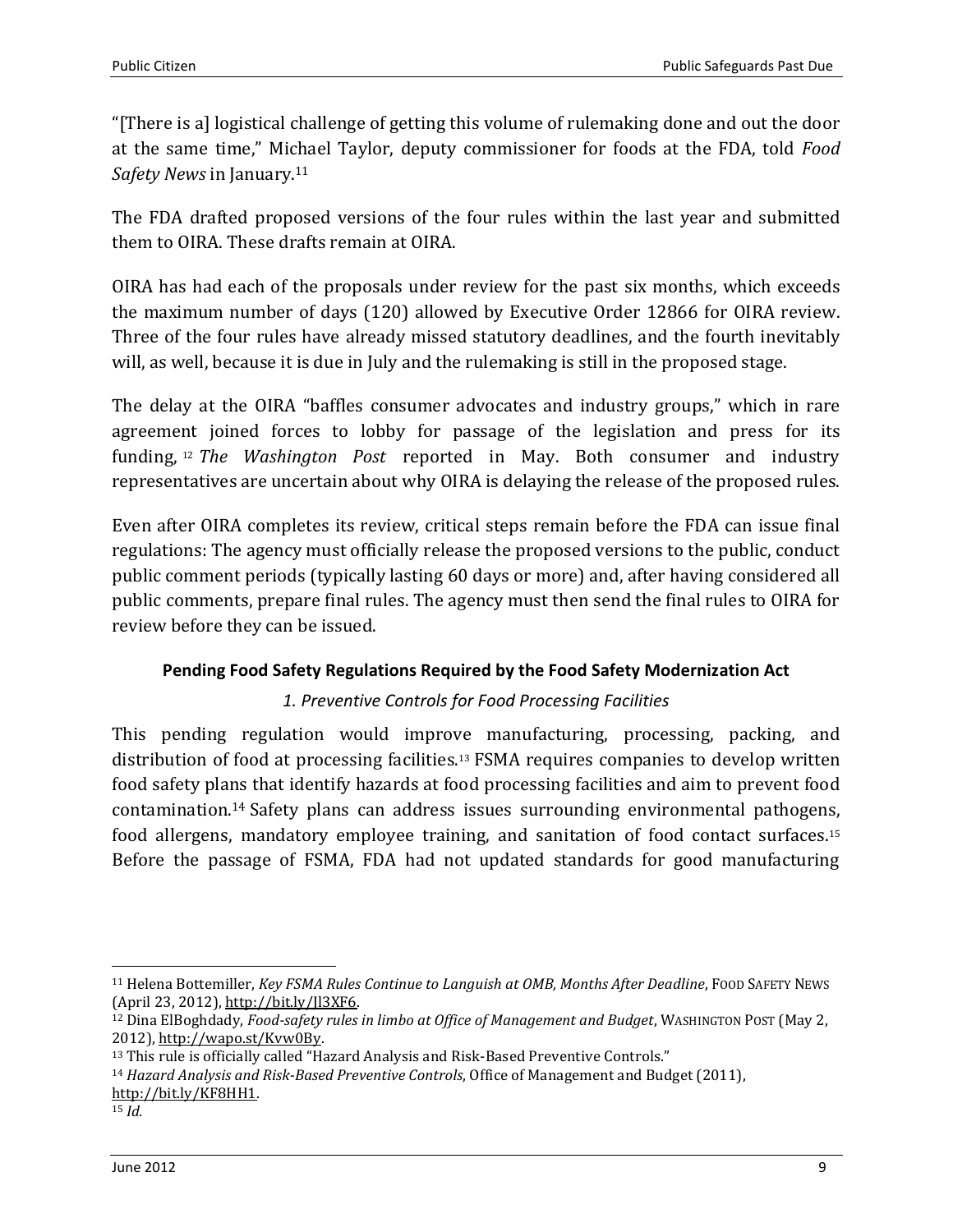"[There is a] logistical challenge of getting this volume of rulemaking done and out the door at the same time," Michael Taylor, deputy commissioner for foods at the FDA, told *Food Safety News* in January.[11]

The FDA drafted proposed versions of the four rules within the last year and submitted them to OIRA. These drafts remain at OIRA.

OIRA has had each of the proposals under review for the past six months, which exceeds the maximum number of days (120) allowed by Executive Order 12866 for OIRA review. Three of the four rules have already missed statutory deadlines, and the fourth inevitably will, as well, because it is due in July and the rulemaking is still in the proposed stage.

The delay at the OIRA "baffles consumer advocates and industry groups," which in rare agreement joined forces to lobby for passage of the legislation and press for its funding,[12] *The Washington Post* reported in May. Both consumer and industry representatives are uncertain about why OIRA is delaying the release of the proposed rules.

Even after OIRA completes its review, critical steps remain before the FDA can issue final regulations: The agency must officially release the proposed versions to the public, conduct public comment periods (typically lasting 60 days or more) and, after having considered all public comments, prepare final rules. The agency must then send the final rules to OIRA for review before they can be issued.

**Pending Food Safety Regulations Required by the Food Safety Modernization Act**

*1. Preventive Controls for Food Processing Facilities*

This pending regulation would improve manufacturing, processing, packing, and distribution of food at processing facilities.[13] FSMA requires companies to develop written food safety plans that identify hazards at food processing facilities and aim to prevent food contamination.[14] Safety plans can address issues surrounding environmental pathogens, food allergens, mandatory employee training, and sanitation of food contact surfaces.[15] Before the passage of FSMA, FDA had not updated standards for good manufacturing

---

[11] Helena Bottemiller, *Key FSMA Rules Continue to Languish at OMB, Months After Deadline*, FOOD SAFETY NEWS (April 23, 2012), http://bit.ly/Jl3XF6.

[12] Dina ElBoghdady, *Food-safety rules in limbo at Office of Management and Budget*, WASHINGTON POST (May 2, 2012), http://wapo.st/Kvw0By.

[13] This rule is officially called "Hazard Analysis and Risk-Based Preventive Controls."

[14] *Hazard Analysis and Risk-Based Preventive Controls*, Office of Management and Budget (2011), http://bit.ly/KF8HH1.

[15] *Id.*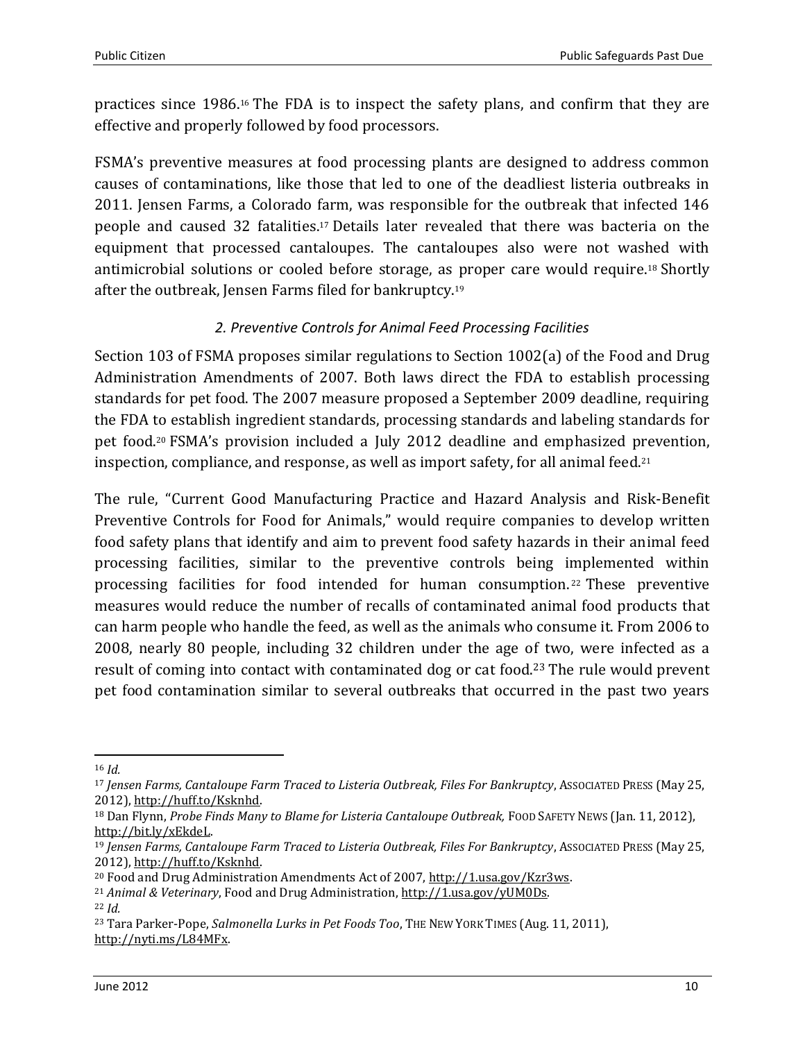practices since 1986.[16] The FDA is to inspect the safety plans, and confirm that they are effective and properly followed by food processors.

FSMA's preventive measures at food processing plants are designed to address common causes of contaminations, like those that led to one of the deadliest listeria outbreaks in 2011. Jensen Farms, a Colorado farm, was responsible for the outbreak that infected 146 people and caused 32 fatalities.[17] Details later revealed that there was bacteria on the equipment that processed canteloupes. The canteloupes also were not washed with antimicrobial solutions or cooled before storage, as proper care would require.[18] Shortly after the outbreak, Jensen Farms filed for bankruptcy.[19]

### *2. Preventive Controls for Animal Feed Processing Facilities*

Section 103 of FSMA proposes similar regulations to Section 1002(a) of the Food and Drug Administration Amendments of 2007. Both laws direct the FDA to establish processing standards for pet food. The 2007 measure proposed a September 2009 deadline, requiring the FDA to establish ingredient standards, processing standards and labeling standards for pet food.[20] FSMA's provision included a July 2012 deadline and emphasized prevention, inspection, compliance, and response, as well as import safety, for all animal feed.[21]

The rule, "Current Good Manufacturing Practice and Hazard Analysis and Risk-Benefit Preventive Controls for Food for Animals," would require companies to develop written food safety plans that identify and aim to prevent food safety hazards in their animal feed processing facilities, similar to the preventive controls being implemented within processing facilities for food intended for human consumption.[22] These preventive measures would reduce the number of recalls of contaminated animal food products that can harm people who handle the feed, as well as the animals who consume it. From 2006 to 2008, nearly 80 people, including 32 children under the age of two, were infected as a result of coming into contact with contaminated dog or cat food.[23] The rule would prevent pet food contamination similar to several outbreaks that occurred in the past two years

---

[16] *Id.*

[17] *Jensen Farms, Cantaloupe Farm Traced to Listeria Outbreak, Files For Bankruptcy*, ASSOCIATED PRESS (May 25, 2012), http://huff.to/Ksknhd.

[18] Dan Flynn, *Probe Finds Many to Blame for Listeria Cantaloupe Outbreak,* FOOD SAFETY NEWS (Jan. 11, 2012), http://bit.ly/xEkdeL.

[19] *Jensen Farms, Cantaloupe Farm Traced to Listeria Outbreak, Files For Bankruptcy*, ASSOCIATED PRESS (May 25, 2012), http://huff.to/Ksknhd.

[20] Food and Drug Administration Amendments Act of 2007, http://1.usa.gov/Kzr3ws.

[21] *Animal & Veterinary*, Food and Drug Administration, http://1.usa.gov/yUM0Ds.

[22] *Id.*

[23] Tara Parker-Pope, *Salmonella Lurks in Pet Foods Too*, THE NEW YORK TIMES (Aug. 11, 2011), http://nyti.ms/L84MFx.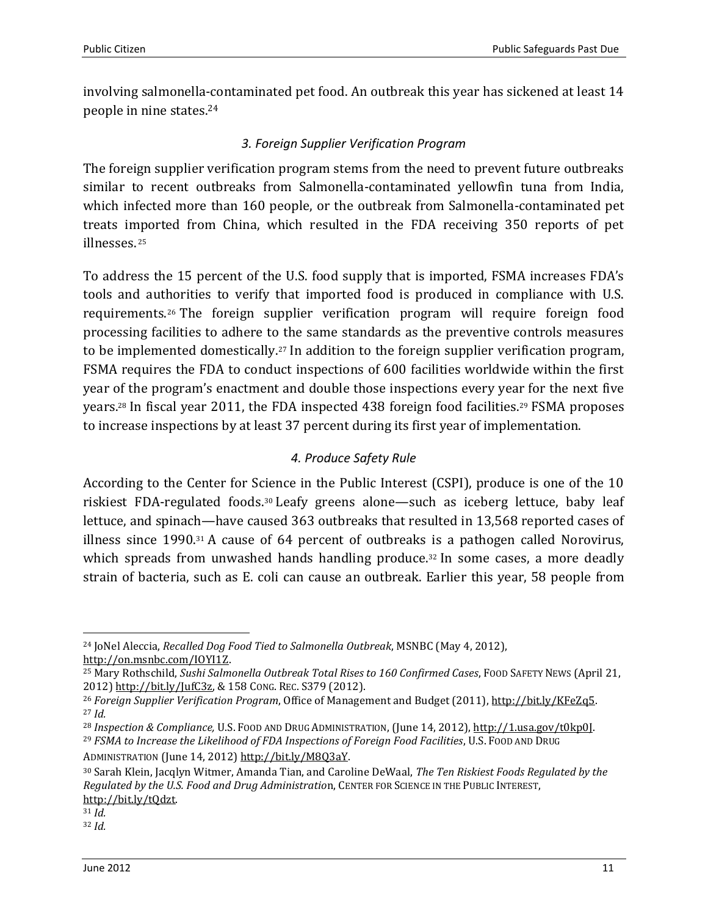involving salmonella-contaminated pet food. An outbreak this year has sickened at least 14 people in nine states.[24]

### *3. Foreign Supplier Verification Program*

The foreign supplier verification program stems from the need to prevent future outbreaks similar to recent outbreaks from Salmonella-contaminated yellowfin tuna from India, which infected more than 160 people, or the outbreak from Salmonella-contaminated pet treats imported from China, which resulted in the FDA receiving 350 reports of pet illnesses.[25]

To address the 15 percent of the U.S. food supply that is imported, FSMA increases FDA's tools and authorities to verify that imported food is produced in compliance with U.S. requirements.[26] The foreign supplier verification program will require foreign food processing facilities to adhere to the same standards as the preventive controls measures to be implemented domestically.[27] In addition to the foreign supplier verification program, FSMA requires the FDA to conduct inspections of 600 facilities worldwide within the first year of the program's enactment and double those inspections every year for the next five years.[28] In fiscal year 2011, the FDA inspected 438 foreign food facilities.[29] FSMA proposes to increase inspections by at least 37 percent during its first year of implementation.

### *4. Produce Safety Rule*

According to the Center for Science in the Public Interest (CSPI), produce is one of the 10 riskiest FDA-regulated foods.[30] Leafy greens alone—such as iceberg lettuce, baby leaf lettuce, and spinach—have caused 363 outbreaks that resulted in 13,568 reported cases of illness since 1990.[31] A cause of 64 percent of outbreaks is a pathogen called Norovirus, which spreads from unwashed hands handling produce.[32] In some cases, a more deadly strain of bacteria, such as E. coli can cause an outbreak. Earlier this year, 58 people from

---

[24] JoNel Aleccia, *Recalled Dog Food Tied to Salmonella Outbreak*, MSNBC (May 4, 2012), http://on.msnbc.com/IOYI1Z.

[25] Mary Rothschild, *Sushi Salmonella Outbreak Total Rises to 160 Confirmed Cases*, Food Safety News (April 21, 2012) http://bit.ly/JufC3z, & 158 Cong. Rec. S379 (2012).

[26] *Foreign Supplier Verification Program*, Office of Management and Budget (2011), http://bit.ly/KFeZq5.

[27] *Id.*

[28] *Inspection & Compliance,* U.S. Food and Drug Administration, (June 14, 2012), http://1.usa.gov/t0kp0J.

[29] *FSMA to Increase the Likelihood of FDA Inspections of Foreign Food Facilities*, U.S. Food and Drug Administration (June 14, 2012) http://bit.ly/M8Q3aY.

[30] Sarah Klein, Jacqlyn Witmer, Amanda Tian, and Caroline DeWaal, *The Ten Riskiest Foods Regulated by the Regulated by the U.S. Food and Drug Administratio*n, Center for Science in the Public Interest, http://bit.ly/tQdzt.

[31] *Id.*

[32] *Id.*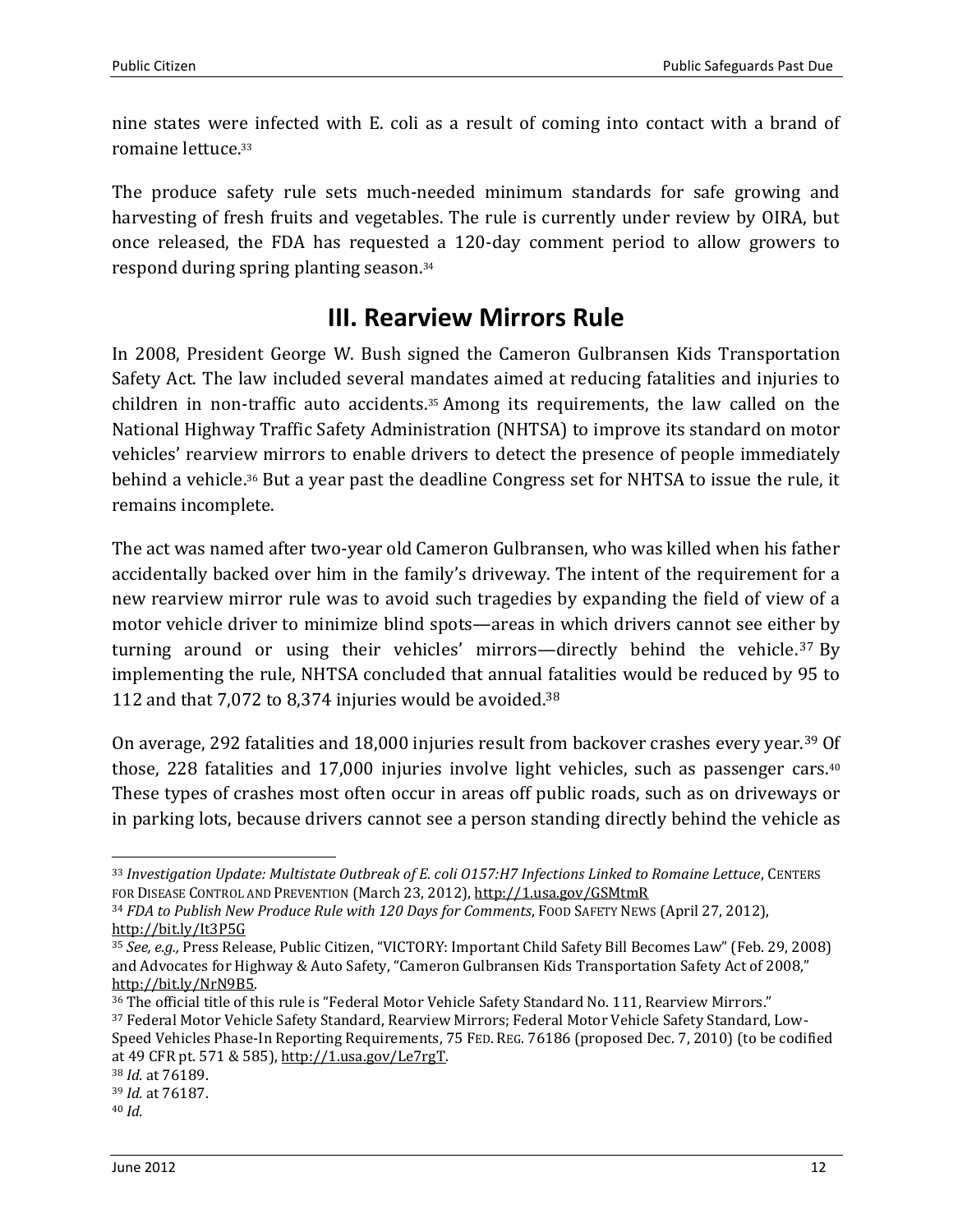nine states were infected with E. coli as a result of coming into contact with a brand of romaine lettuce.[33]

The produce safety rule sets much-needed minimum standards for safe growing and harvesting of fresh fruits and vegetables. The rule is currently under review by OIRA, but once released, the FDA has requested a 120-day comment period to allow growers to respond during spring planting season.[34]

## III. Rearview Mirrors Rule

In 2008, President George W. Bush signed the Cameron Gulbransen Kids Transportation Safety Act. The law included several mandates aimed at reducing fatalities and injuries to children in non-traffic auto accidents.[35] Among its requirements, the law called on the National Highway Traffic Safety Administration (NHTSA) to improve its standard on motor vehicles' rearview mirrors to enable drivers to detect the presence of people immediately behind a vehicle.[36] But a year past the deadline Congress set for NHTSA to issue the rule, it remains incomplete.

The act was named after two-year old Cameron Gulbransen, who was killed when his father accidentally backed over him in the family's driveway. The intent of the requirement for a new rearview mirror rule was to avoid such tragedies by expanding the field of view of a motor vehicle driver to minimize blind spots—areas in which drivers cannot see either by turning around or using their vehicles' mirrors—directly behind the vehicle.[37] By implementing the rule, NHTSA concluded that annual fatalities would be reduced by 95 to 112 and that 7,072 to 8,374 injuries would be avoided.[38]

On average, 292 fatalities and 18,000 injuries result from backover crashes every year.[39] Of those, 228 fatalities and 17,000 injuries involve light vehicles, such as passenger cars.[40] These types of crashes most often occur in areas off public roads, such as on driveways or in parking lots, because drivers cannot see a person standing directly behind the vehicle as

---

[33] *Investigation Update: Multistate Outbreak of E. coli O157:H7 Infections Linked to Romaine Lettuce*, CENTERS FOR DISEASE CONTROL AND PREVENTION (March 23, 2012), http://1.usa.gov/GSMtmR

[34] *FDA to Publish New Produce Rule with 120 Days for Comments*, FOOD SAFETY NEWS (April 27, 2012), http://bit.ly/It3P5G

[35] *See, e.g.,* Press Release, Public Citizen, "VICTORY: Important Child Safety Bill Becomes Law" (Feb. 29, 2008) and Advocates for Highway & Auto Safety, "Cameron Gulbransen Kids Transportation Safety Act of 2008," http://bit.ly/NrN9B5.

[36] The official title of this rule is "Federal Motor Vehicle Safety Standard No. 111, Rearview Mirrors."

[37] Federal Motor Vehicle Safety Standard, Rearview Mirrors; Federal Motor Vehicle Safety Standard, Low-Speed Vehicles Phase-In Reporting Requirements, 75 FED. REG. 76186 (proposed Dec. 7, 2010) (to be codified at 49 CFR pt. 571 & 585), http://1.usa.gov/Le7rgT.

[38] *Id.* at 76189.

[39] *Id.* at 76187.

[40] *Id.*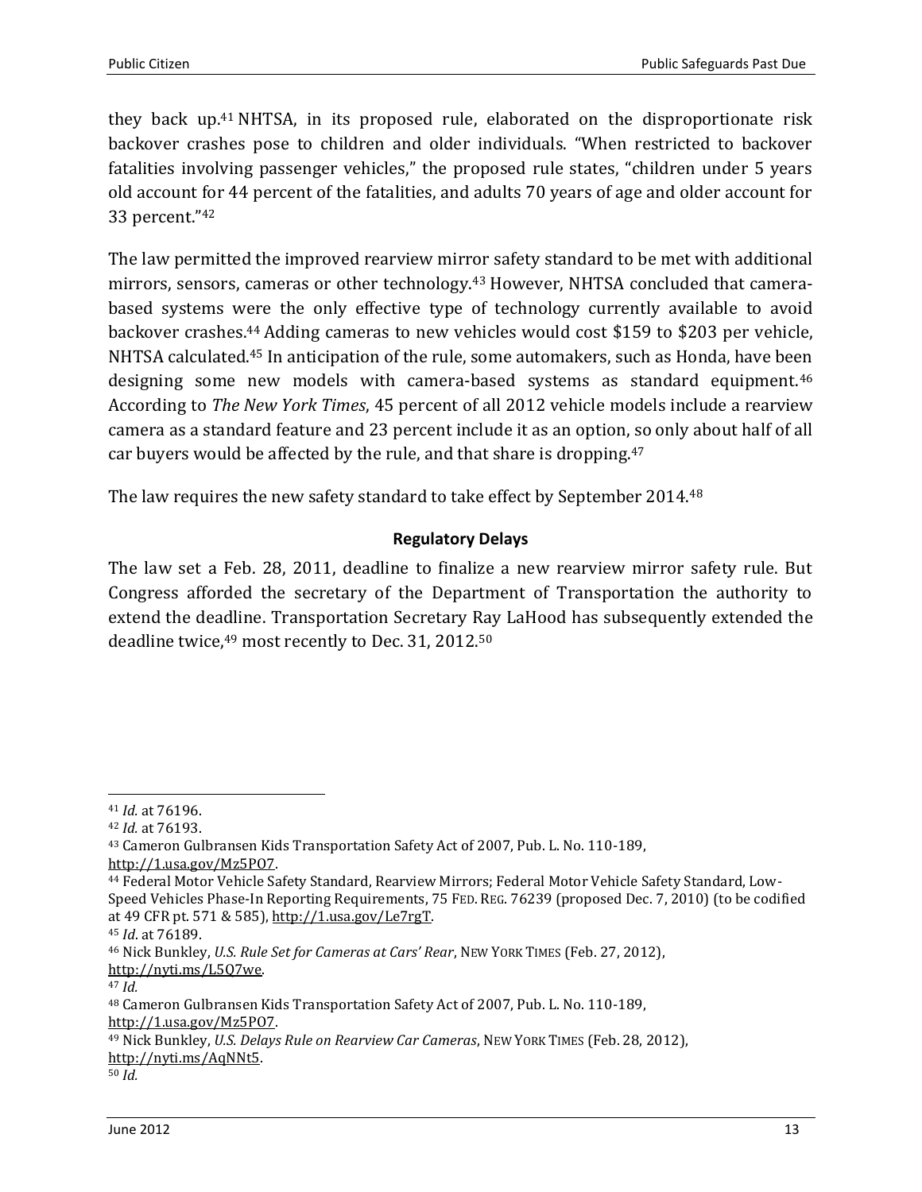they back up.[41] NHTSA, in its proposed rule, elaborated on the disproportionate risk backover crashes pose to children and older individuals. "When restricted to backover fatalities involving passenger vehicles," the proposed rule states, "children under 5 years old account for 44 percent of the fatalities, and adults 70 years of age and older account for 33 percent."[42]

The law permitted the improved rearview mirror safety standard to be met with additional mirrors, sensors, cameras or other technology.[43] However, NHTSA concluded that camera-based systems were the only effective type of technology currently available to avoid backover crashes.[44] Adding cameras to new vehicles would cost $159 to $203 per vehicle, NHTSA calculated.[45] In anticipation of the rule, some automakers, such as Honda, have been designing some new models with camera-based systems as standard equipment.[46] According to *The New York Times*, 45 percent of all 2012 vehicle models include a rearview camera as a standard feature and 23 percent include it as an option, so only about half of all car buyers would be affected by the rule, and that share is dropping.[47]

The law requires the new safety standard to take effect by September 2014.[48]

### Regulatory Delays

The law set a Feb. 28, 2011, deadline to finalize a new rearview mirror safety rule. But Congress afforded the secretary of the Department of Transportation the authority to extend the deadline. Transportation Secretary Ray LaHood has subsequently extended the deadline twice,[49] most recently to Dec. 31, 2012.[50]

---

[41] *Id.* at 76196.

[42] *Id.* at 76193.

[43] Cameron Gulbransen Kids Transportation Safety Act of 2007, Pub. L. No. 110-189, http://1.usa.gov/Mz5PO7.

[44] Federal Motor Vehicle Safety Standard, Rearview Mirrors; Federal Motor Vehicle Safety Standard, Low-Speed Vehicles Phase-In Reporting Requirements, 75 FED. REG. 76239 (proposed Dec. 7, 2010) (to be codified at 49 CFR pt. 571 & 585), http://1.usa.gov/Le7rgT.

[45] *Id*. at 76189.

[46] Nick Bunkley, *U.S. Rule Set for Cameras at Cars' Rear*, NEW YORK TIMES (Feb. 27, 2012), http://nyti.ms/L5Q7we.

[47] *Id.*

[48] Cameron Gulbransen Kids Transportation Safety Act of 2007, Pub. L. No. 110-189, http://1.usa.gov/Mz5PO7.

[49] Nick Bunkley, *U.S. Delays Rule on Rearview Car Cameras*, NEW YORK TIMES (Feb. 28, 2012), http://nyti.ms/AqNNt5.

[50] *Id.*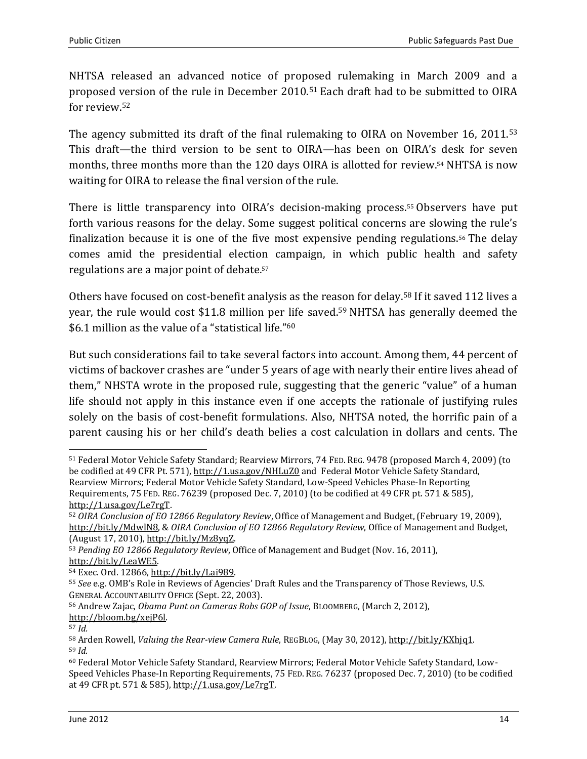NHTSA released an advanced notice of proposed rulemaking in March 2009 and a proposed version of the rule in December 2010.[51] Each draft had to be submitted to OIRA for review.[52]

The agency submitted its draft of the final rulemaking to OIRA on November 16, 2011.[53] This draft—the third version to be sent to OIRA—has been on OIRA's desk for seven months, three months more than the 120 days OIRA is allotted for review.[54] NHTSA is now waiting for OIRA to release the final version of the rule.

There is little transparency into OIRA's decision-making process.[55] Observers have put forth various reasons for the delay. Some suggest political concerns are slowing the rule's finalization because it is one of the five most expensive pending regulations.[56] The delay comes amid the presidential election campaign, in which public health and safety regulations are a major point of debate.[57]

Others have focused on cost-benefit analysis as the reason for delay.[58] If it saved 112 lives a year, the rule would cost $11.8 million per life saved.[59] NHTSA has generally deemed the $6.1 million as the value of a "statistical life."[60]

But such considerations fail to take several factors into account. Among them, 44 percent of victims of backover crashes are "under 5 years of age with nearly their entire lives ahead of them," NHSTA wrote in the proposed rule, suggesting that the generic "value" of a human life should not apply in this instance even if one accepts the rationale of justifying rules solely on the basis of cost-benefit formulations. Also, NHTSA noted, the horrific pain of a parent causing his or her child's death belies a cost calculation in dollars and cents. The

---

[51] Federal Motor Vehicle Safety Standard; Rearview Mirrors, 74 FED. REG. 9478 (proposed March 4, 2009) (to be codified at 49 CFR Pt. 571), http://1.usa.gov/NHLuZ0 and Federal Motor Vehicle Safety Standard, Rearview Mirrors; Federal Motor Vehicle Safety Standard, Low-Speed Vehicles Phase-In Reporting Requirements, 75 FED. REG. 76239 (proposed Dec. 7, 2010) (to be codified at 49 CFR pt. 571 & 585), http://1.usa.gov/Le7rgT.

[52] *OIRA Conclusion of EO 12866 Regulatory Review*, Office of Management and Budget, (February 19, 2009), http://bit.ly/MdwlN8, & *OIRA Conclusion of EO 12866 Regulatory Review*, Office of Management and Budget, (August 17, 2010), http://bit.ly/Mz8yqZ.

[53] *Pending EO 12866 Regulatory Review*, Office of Management and Budget (Nov. 16, 2011), http://bit.ly/LeaWE5.

[54] Exec. Ord. 12866, http://bit.ly/Lai989.

[55] *See* e.g. OMB's Role in Reviews of Agencies' Draft Rules and the Transparency of Those Reviews, U.S. GENERAL ACCOUNTABILITY OFFICE (Sept. 22, 2003).

[56] Andrew Zajac, *Obama Punt on Cameras Robs GOP of Issue*, BLOOMBERG, (March 2, 2012), http://bloom.bg/xejP6l.

[57] *Id.*

[58] Arden Rowell, *Valuing the Rear-view Camera Rule*, REGBLOG, (May 30, 2012), http://bit.ly/KXhjq1.

[59] *Id.*

[60] Federal Motor Vehicle Safety Standard, Rearview Mirrors; Federal Motor Vehicle Safety Standard, Low-Speed Vehicles Phase-In Reporting Requirements, 75 FED. REG. 76237 (proposed Dec. 7, 2010) (to be codified at 49 CFR pt. 571 & 585), http://1.usa.gov/Le7rgT.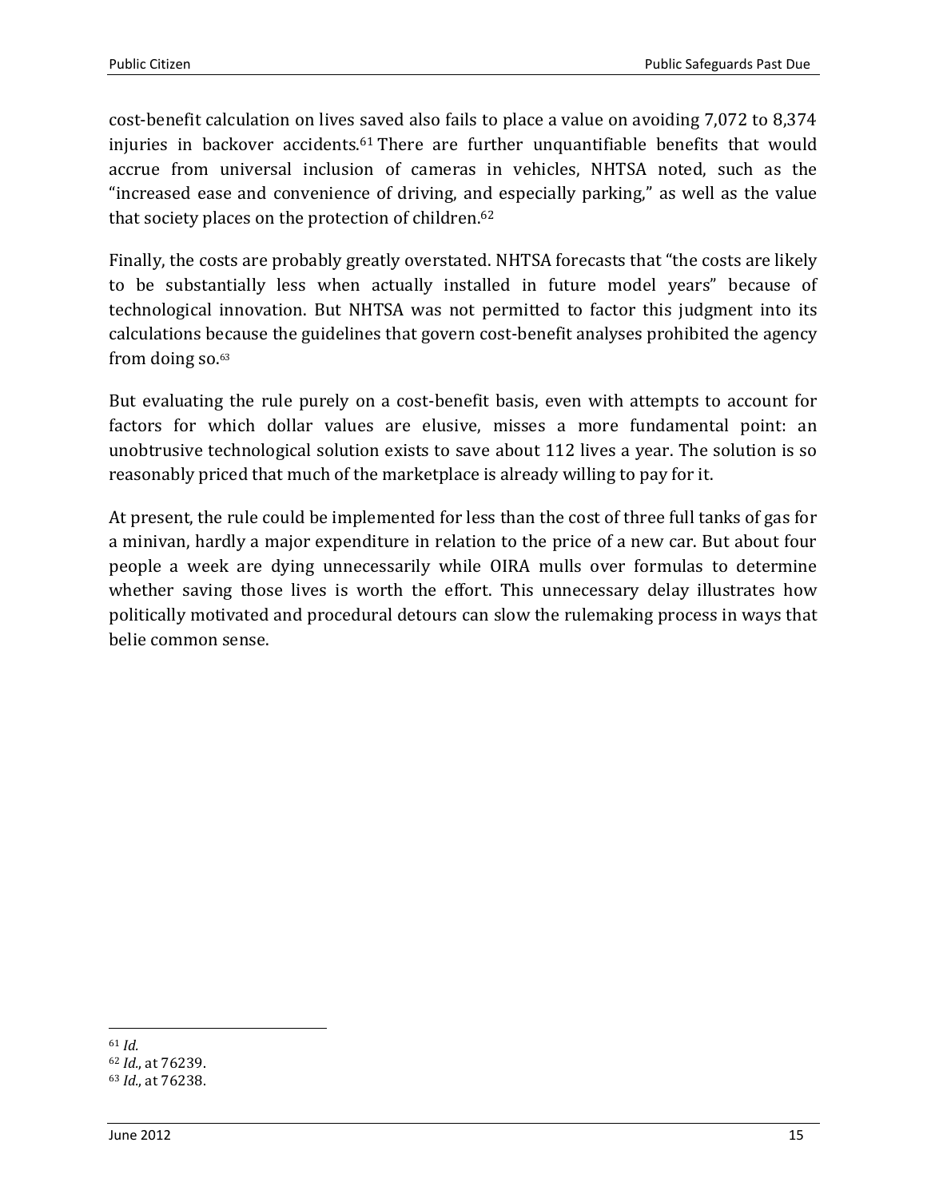cost-benefit calculation on lives saved also fails to place a value on avoiding 7,072 to 8,374 injuries in backover accidents.[61] There are further unquantifiable benefits that would accrue from universal inclusion of cameras in vehicles, NHTSA noted, such as the "increased ease and convenience of driving, and especially parking," as well as the value that society places on the protection of children.[62]

Finally, the costs are probably greatly overstated. NHTSA forecasts that "the costs are likely to be substantially less when actually installed in future model years" because of technological innovation. But NHTSA was not permitted to factor this judgment into its calculations because the guidelines that govern cost-benefit analyses prohibited the agency from doing so.[63]

But evaluating the rule purely on a cost-benefit basis, even with attempts to account for factors for which dollar values are elusive, misses a more fundamental point: an unobtrusive technological solution exists to save about 112 lives a year. The solution is so reasonably priced that much of the marketplace is already willing to pay for it.

At present, the rule could be implemented for less than the cost of three full tanks of gas for a minivan, hardly a major expenditure in relation to the price of a new car. But about four people a week are dying unnecessarily while OIRA mulls over formulas to determine whether saving those lives is worth the effort. This unnecessary delay illustrates how politically motivated and procedural detours can slow the rulemaking process in ways that belie common sense.

---

[61] *Id.*

[62] *Id.*, at 76239.

[63] *Id.*, at 76238.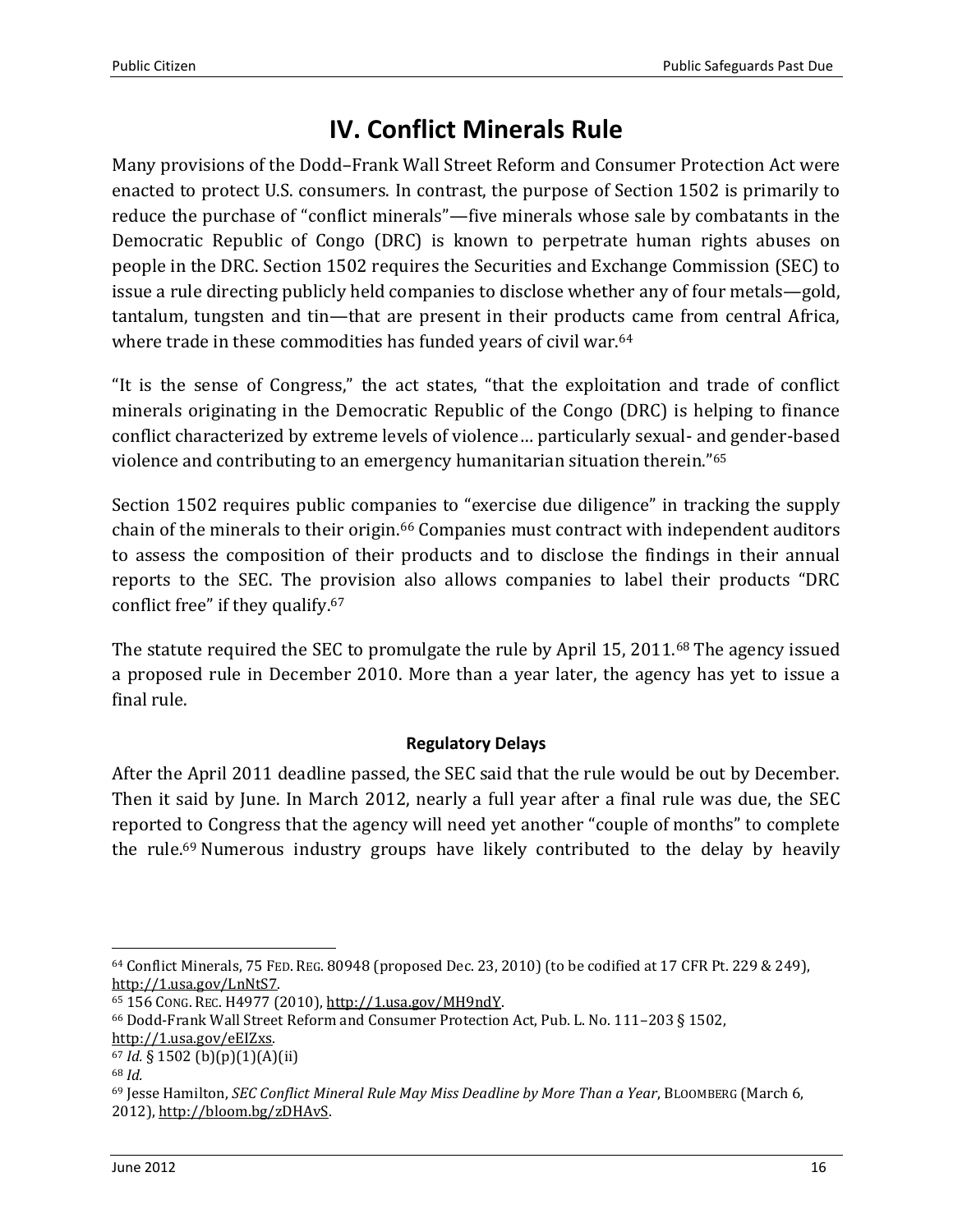# IV. Conflict Minerals Rule

Many provisions of the Dodd–Frank Wall Street Reform and Consumer Protection Act were enacted to protect U.S. consumers. In contrast, the purpose of Section 1502 is primarily to reduce the purchase of "conflict minerals"—five minerals whose sale by combatants in the Democratic Republic of Congo (DRC) is known to perpetrate human rights abuses on people in the DRC. Section 1502 requires the Securities and Exchange Commission (SEC) to issue a rule directing publicly held companies to disclose whether any of four metals—gold, tantalum, tungsten and tin—that are present in their products came from central Africa, where trade in these commodities has funded years of civil war.[64]

"It is the sense of Congress," the act states, "that the exploitation and trade of conflict minerals originating in the Democratic Republic of the Congo (DRC) is helping to finance conflict characterized by extreme levels of violence… particularly sexual- and gender-based violence and contributing to an emergency humanitarian situation therein."[65]

Section 1502 requires public companies to "exercise due diligence" in tracking the supply chain of the minerals to their origin.[66] Companies must contract with independent auditors to assess the composition of their products and to disclose the findings in their annual reports to the SEC. The provision also allows companies to label their products "DRC conflict free" if they qualify.[67]

The statute required the SEC to promulgate the rule by April 15, 2011.[68] The agency issued a proposed rule in December 2010. More than a year later, the agency has yet to issue a final rule.

### Regulatory Delays

After the April 2011 deadline passed, the SEC said that the rule would be out by December. Then it said by June. In March 2012, nearly a full year after a final rule was due, the SEC reported to Congress that the agency will need yet another "couple of months" to complete the rule.[69] Numerous industry groups have likely contributed to the delay by heavily

---

[64] Conflict Minerals, 75 FED. REG. 80948 (proposed Dec. 23, 2010) (to be codified at 17 CFR Pt. 229 & 249), http://1.usa.gov/LnNtS7.

[65] 156 CONG. REC. H4977 (2010), http://1.usa.gov/MH9ndY.

[66] Dodd-Frank Wall Street Reform and Consumer Protection Act, Pub. L. No. 111–203 § 1502, http://1.usa.gov/eEIZxs.

[67] *Id.* § 1502 (b)(p)(1)(A)(ii)

[68] *Id.*

[69] Jesse Hamilton, *SEC Conflict Mineral Rule May Miss Deadline by More Than a Year*, BLOOMBERG (March 6, 2012), http://bloom.bg/zDHAvS.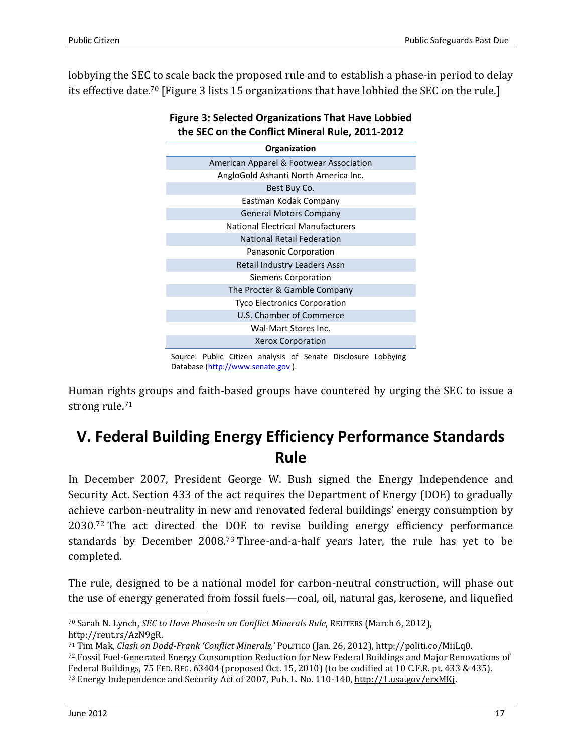lobbying the SEC to scale back the proposed rule and to establish a phase-in period to delay its effective date.[70] [Figure 3 lists 15 organizations that have lobbied the SEC on the rule.]

**Figure 3: Selected Organizations That Have Lobbied the SEC on the Conflict Mineral Rule, 2011-2012**

| Organization |
|---|
| American Apparel & Footwear Association |
| AngloGold Ashanti North America Inc. |
| Best Buy Co. |
| Eastman Kodak Company |
| General Motors Company |
| National Electrical Manufacturers |
| National Retail Federation |
| Panasonic Corporation |
| Retail Industry Leaders Assn |
| Siemens Corporation |
| The Procter & Gamble Company |
| Tyco Electronics Corporation |
| U.S. Chamber of Commerce |
| Wal-Mart Stores Inc. |
| Xerox Corporation |

Source: Public Citizen analysis of Senate Disclosure Lobbying Database (http://www.senate.gov ).

Human rights groups and faith-based groups have countered by urging the SEC to issue a strong rule.[71]

# V. Federal Building Energy Efficiency Performance Standards Rule

In December 2007, President George W. Bush signed the Energy Independence and Security Act. Section 433 of the act requires the Department of Energy (DOE) to gradually achieve carbon-neutrality in new and renovated federal buildings' energy consumption by 2030.[72] The act directed the DOE to revise building energy efficiency performance standards by December 2008.[73] Three-and-a-half years later, the rule has yet to be completed.

The rule, designed to be a national model for carbon-neutral construction, will phase out the use of energy generated from fossil fuels—coal, oil, natural gas, kerosene, and liquefied

---

[70] Sarah N. Lynch, *SEC to Have Phase-in on Conflict Minerals Rule*, REUTERS (March 6, 2012), http://reut.rs/AzN9gR.

[71] Tim Mak, *Clash on Dodd-Frank 'Conflict Minerals,'* POLITICO (Jan. 26, 2012), http://politi.co/MiiLq0.

[72] Fossil Fuel-Generated Energy Consumption Reduction for New Federal Buildings and Major Renovations of Federal Buildings, 75 FED. REG. 63404 (proposed Oct. 15, 2010) (to be codified at 10 C.F.R. pt. 433 & 435).

[73] Energy Independence and Security Act of 2007, Pub. L. No. 110-140, http://1.usa.gov/erxMKj.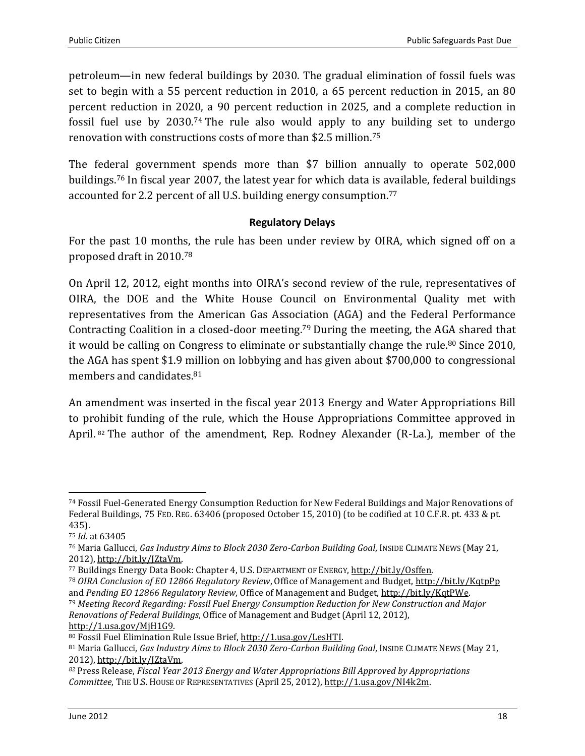petroleum—in new federal buildings by 2030. The gradual elimination of fossil fuels was set to begin with a 55 percent reduction in 2010, a 65 percent reduction in 2015, an 80 percent reduction in 2020, a 90 percent reduction in 2025, and a complete reduction in fossil fuel use by 2030.[74] The rule also would apply to any building set to undergo renovation with constructions costs of more than $2.5 million.[75]

The federal government spends more than $7 billion annually to operate 502,000 buildings.[76] In fiscal year 2007, the latest year for which data is available, federal buildings accounted for 2.2 percent of all U.S. building energy consumption.[77]

**Regulatory Delays**

For the past 10 months, the rule has been under review by OIRA, which signed off on a proposed draft in 2010.[78]

On April 12, 2012, eight months into OIRA's second review of the rule, representatives of OIRA, the DOE and the White House Council on Environmental Quality met with representatives from the American Gas Association (AGA) and the Federal Performance Contracting Coalition in a closed-door meeting.[79] During the meeting, the AGA shared that it would be calling on Congress to eliminate or substantially change the rule.[80] Since 2010, the AGA has spent $1.9 million on lobbying and has given about $700,000 to congressional members and candidates.[81]

An amendment was inserted in the fiscal year 2013 Energy and Water Appropriations Bill to prohibit funding of the rule, which the House Appropriations Committee approved in April.[82] The author of the amendment, Rep. Rodney Alexander (R-La.), member of the

---

[74] Fossil Fuel-Generated Energy Consumption Reduction for New Federal Buildings and Major Renovations of Federal Buildings, 75 FED. REG. 63406 (proposed October 15, 2010) (to be codified at 10 C.F.R. pt. 433 & pt. 435).

[75] *Id.* at 63405

[76] Maria Gallucci, *Gas Industry Aims to Block 2030 Zero-Carbon Building Goal*, INSIDE CLIMATE NEWS (May 21, 2012), http://bit.ly/JZtaVm.

[77] Buildings Energy Data Book: Chapter 4, U.S. DEPARTMENT OF ENERGY, http://bit.ly/Osffen.

[78] *OIRA Conclusion of EO 12866 Regulatory Review*, Office of Management and Budget, http://bit.ly/KqtpPp and *Pending EO 12866 Regulatory Review*, Office of Management and Budget, http://bit.ly/KqtPWe.

[79] *Meeting Record Regarding: Fossil Fuel Energy Consumption Reduction for New Construction and Major Renovations of Federal Buildings*, Office of Management and Budget (April 12, 2012), http://1.usa.gov/MjH1G9.

[80] Fossil Fuel Elimination Rule Issue Brief, http://1.usa.gov/LesHTI.

[81] Maria Gallucci, *Gas Industry Aims to Block 2030 Zero-Carbon Building Goal*, INSIDE CLIMATE NEWS (May 21, 2012), http://bit.ly/JZtaVm.

[82] Press Release, *Fiscal Year 2013 Energy and Water Appropriations Bill Approved by Appropriations Committee*, THE U.S. HOUSE OF REPRESENTATIVES (April 25, 2012), http://1.usa.gov/NI4k2m.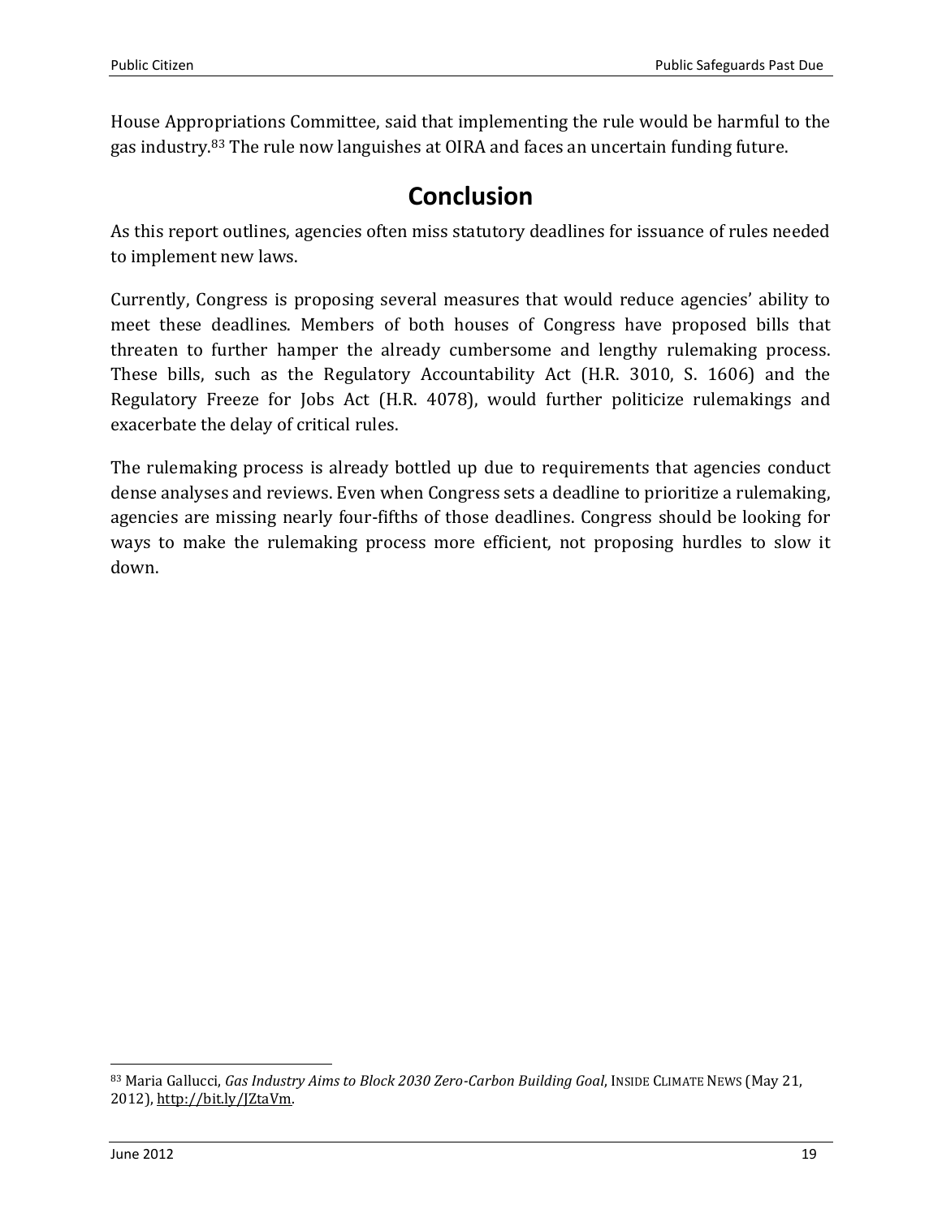House Appropriations Committee, said that implementing the rule would be harmful to the gas industry.[83] The rule now languishes at OIRA and faces an uncertain funding future.

## Conclusion

As this report outlines, agencies often miss statutory deadlines for issuance of rules needed to implement new laws.

Currently, Congress is proposing several measures that would reduce agencies' ability to meet these deadlines. Members of both houses of Congress have proposed bills that threaten to further hamper the already cumbersome and lengthy rulemaking process. These bills, such as the Regulatory Accountability Act (H.R. 3010, S. 1606) and the Regulatory Freeze for Jobs Act (H.R. 4078), would further politicize rulemakings and exacerbate the delay of critical rules.

The rulemaking process is already bottled up due to requirements that agencies conduct dense analyses and reviews. Even when Congress sets a deadline to prioritize a rulemaking, agencies are missing nearly four-fifths of those deadlines. Congress should be looking for ways to make the rulemaking process more efficient, not proposing hurdles to slow it down.

---

[83] Maria Gallucci, *Gas Industry Aims to Block 2030 Zero-Carbon Building Goal*, INSIDE CLIMATE NEWS (May 21, 2012), http://bit.ly/JZtaVm.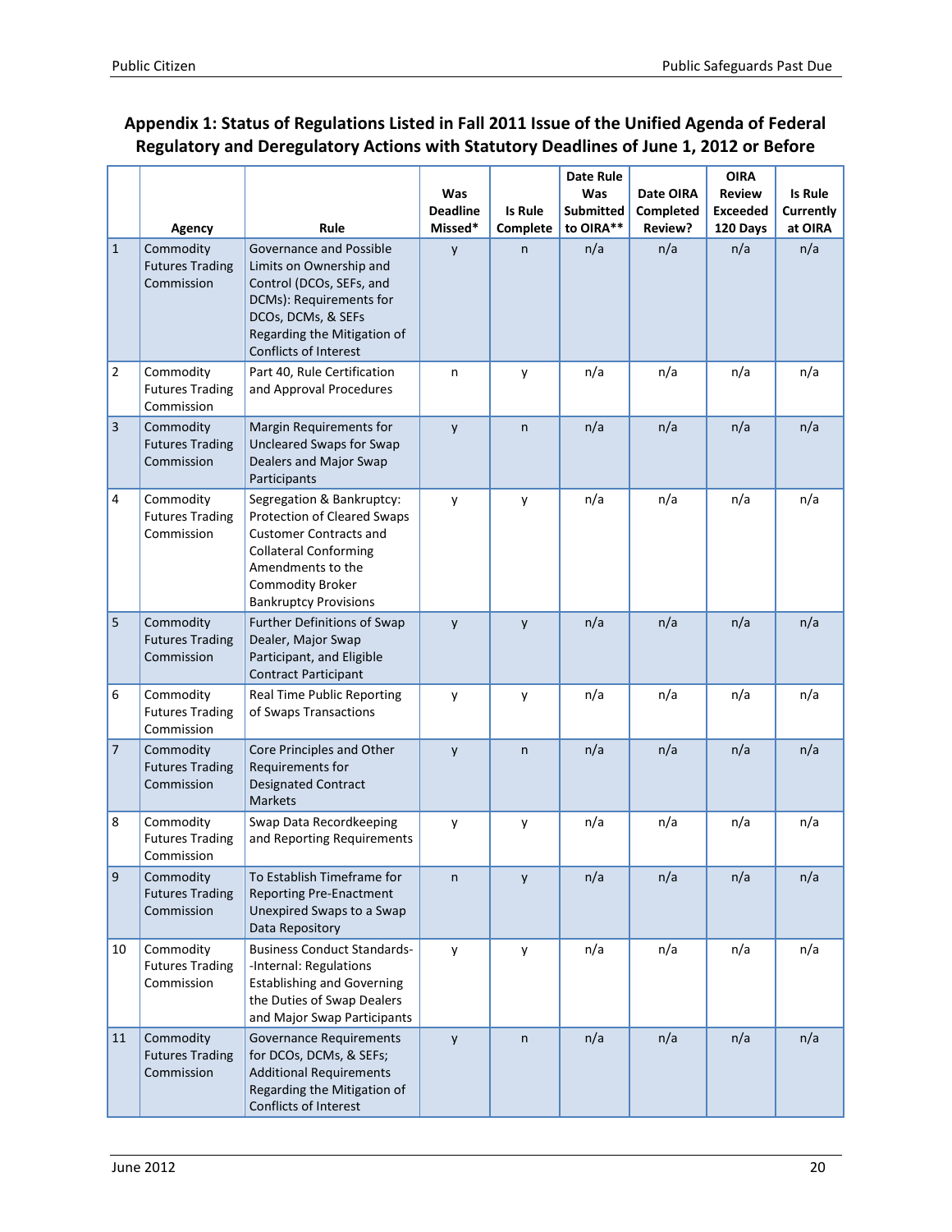## Appendix 1: Status of Regulations Listed in Fall 2011 Issue of the Unified Agenda of Federal Regulatory and Deregulatory Actions with Statutory Deadlines of June 1, 2012 or Before

| | Agency | Rule | Was Deadline Missed* | Is Rule Complete | Date Rule Was Submitted to OIRA** | Date OIRA Completed Review? | OIRA Review Exceeded 120 Days | Is Rule Currently at OIRA |
|---|---|---|---|---|---|---|---|---|
| 1 | Commodity Futures Trading Commission | Governance and Possible Limits on Ownership and Control (DCOs, SEFs, and DCMs): Requirements for DCOs, DCMs, & SEFs Regarding the Mitigation of Conflicts of Interest | y | n | n/a | n/a | n/a | n/a |
| 2 | Commodity Futures Trading Commission | Part 40, Rule Certification and Approval Procedures | n | y | n/a | n/a | n/a | n/a |
| 3 | Commodity Futures Trading Commission | Margin Requirements for Uncleared Swaps for Swap Dealers and Major Swap Participants | y | n | n/a | n/a | n/a | n/a |
| 4 | Commodity Futures Trading Commission | Segregation & Bankruptcy: Protection of Cleared Swaps Customer Contracts and Collateral Conforming Amendments to the Commodity Broker Bankruptcy Provisions | y | y | n/a | n/a | n/a | n/a |
| 5 | Commodity Futures Trading Commission | Further Definitions of Swap Dealer, Major Swap Participant, and Eligible Contract Participant | y | y | n/a | n/a | n/a | n/a |
| 6 | Commodity Futures Trading Commission | Real Time Public Reporting of Swaps Transactions | y | y | n/a | n/a | n/a | n/a |
| 7 | Commodity Futures Trading Commission | Core Principles and Other Requirements for Designated Contract Markets | y | n | n/a | n/a | n/a | n/a |
| 8 | Commodity Futures Trading Commission | Swap Data Recordkeeping and Reporting Requirements | y | y | n/a | n/a | n/a | n/a |
| 9 | Commodity Futures Trading Commission | To Establish Timeframe for Reporting Pre-Enactment Unexpired Swaps to a Swap Data Repository | n | y | n/a | n/a | n/a | n/a |
| 10 | Commodity Futures Trading Commission | Business Conduct Standards--Internal: Regulations Establishing and Governing the Duties of Swap Dealers and Major Swap Participants | y | y | n/a | n/a | n/a | n/a |
| 11 | Commodity Futures Trading Commission | Governance Requirements for DCOs, DCMs, & SEFs; Additional Requirements Regarding the Mitigation of Conflicts of Interest | y | n | n/a | n/a | n/a | n/a |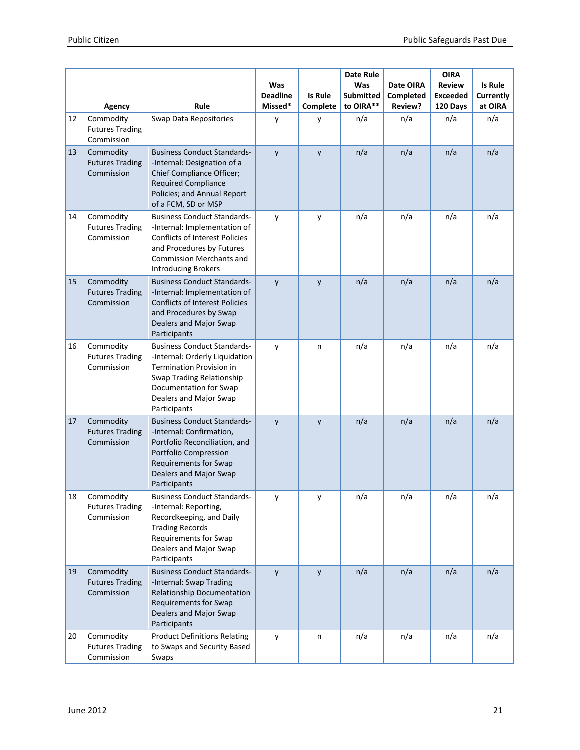| | Agency | Rule | Was Deadline Missed* | Is Rule Complete | Date Rule Was Submitted to OIRA** | Date OIRA Completed Review? | OIRA Review Exceeded 120 Days | Is Rule Currently at OIRA |
|---|---|---|---|---|---|---|---|---|
| 12 | Commodity Futures Trading Commission | Swap Data Repositories | y | y | n/a | n/a | n/a | n/a |
| 13 | Commodity Futures Trading Commission | Business Conduct Standards--Internal: Designation of a Chief Compliance Officer; Required Compliance Policies; and Annual Report of a FCM, SD or MSP | y | y | n/a | n/a | n/a | n/a |
| 14 | Commodity Futures Trading Commission | Business Conduct Standards--Internal: Implementation of Conflicts of Interest Policies and Procedures by Futures Commission Merchants and Introducing Brokers | y | y | n/a | n/a | n/a | n/a |
| 15 | Commodity Futures Trading Commission | Business Conduct Standards--Internal: Implementation of Conflicts of Interest Policies and Procedures by Swap Dealers and Major Swap Participants | y | y | n/a | n/a | n/a | n/a |
| 16 | Commodity Futures Trading Commission | Business Conduct Standards--Internal: Orderly Liquidation Termination Provision in Swap Trading Relationship Documentation for Swap Dealers and Major Swap Participants | y | n | n/a | n/a | n/a | n/a |
| 17 | Commodity Futures Trading Commission | Business Conduct Standards--Internal: Confirmation, Portfolio Reconciliation, and Portfolio Compression Requirements for Swap Dealers and Major Swap Participants | y | y | n/a | n/a | n/a | n/a |
| 18 | Commodity Futures Trading Commission | Business Conduct Standards--Internal: Reporting, Recordkeeping, and Daily Trading Records Requirements for Swap Dealers and Major Swap Participants | y | y | n/a | n/a | n/a | n/a |
| 19 | Commodity Futures Trading Commission | Business Conduct Standards--Internal: Swap Trading Relationship Documentation Requirements for Swap Dealers and Major Swap Participants | y | y | n/a | n/a | n/a | n/a |
| 20 | Commodity Futures Trading Commission | Product Definitions Relating to Swaps and Security Based Swaps | y | n | n/a | n/a | n/a | n/a |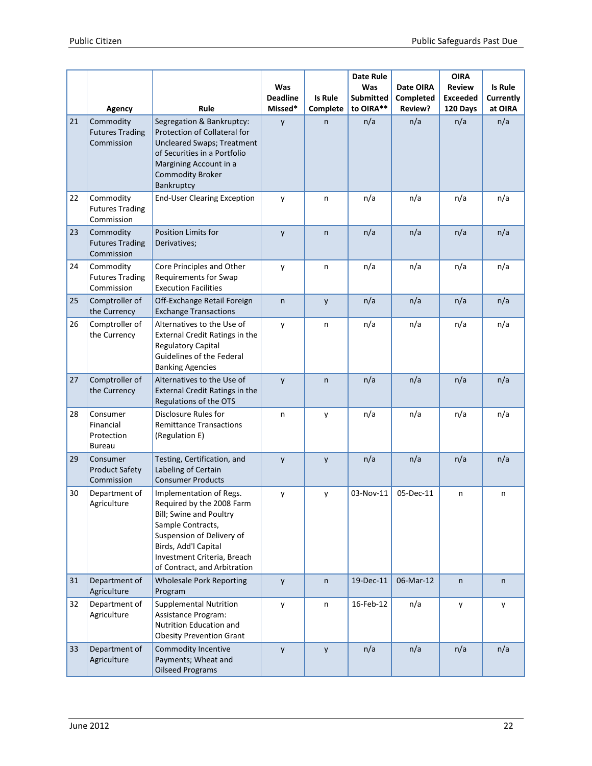| | Agency | Rule | Was Deadline Missed* | Is Rule Complete | Date Rule Was Submitted to OIRA** | Date OIRA Completed Review? | OIRA Review Exceeded 120 Days | Is Rule Currently at OIRA |
|---|---|---|---|---|---|---|---|---|
| 21 | Commodity Futures Trading Commission | Segregation & Bankruptcy: Protection of Collateral for Uncleared Swaps; Treatment of Securities in a Portfolio Margining Account in a Commodity Broker Bankruptcy | y | n | n/a | n/a | n/a | n/a |
| 22 | Commodity Futures Trading Commission | End-User Clearing Exception | y | n | n/a | n/a | n/a | n/a |
| 23 | Commodity Futures Trading Commission | Position Limits for Derivatives; | y | n | n/a | n/a | n/a | n/a |
| 24 | Commodity Futures Trading Commission | Core Principles and Other Requirements for Swap Execution Facilities | y | n | n/a | n/a | n/a | n/a |
| 25 | Comptroller of the Currency | Off-Exchange Retail Foreign Exchange Transactions | n | y | n/a | n/a | n/a | n/a |
| 26 | Comptroller of the Currency | Alternatives to the Use of External Credit Ratings in the Regulatory Capital Guidelines of the Federal Banking Agencies | y | n | n/a | n/a | n/a | n/a |
| 27 | Comptroller of the Currency | Alternatives to the Use of External Credit Ratings in the Regulations of the OTS | y | n | n/a | n/a | n/a | n/a |
| 28 | Consumer Financial Protection Bureau | Disclosure Rules for Remittance Transactions (Regulation E) | n | y | n/a | n/a | n/a | n/a |
| 29 | Consumer Product Safety Commission | Testing, Certification, and Labeling of Certain Consumer Products | y | y | n/a | n/a | n/a | n/a |
| 30 | Department of Agriculture | Implementation of Regs. Required by the 2008 Farm Bill; Swine and Poultry Sample Contracts, Suspension of Delivery of Birds, Add'l Capital Investment Criteria, Breach of Contract, and Arbitration | y | y | 03-Nov-11 | 05-Dec-11 | n | n |
| 31 | Department of Agriculture | Wholesale Pork Reporting Program | y | n | 19-Dec-11 | 06-Mar-12 | n | n |
| 32 | Department of Agriculture | Supplemental Nutrition Assistance Program: Nutrition Education and Obesity Prevention Grant | y | n | 16-Feb-12 | n/a | y | y |
| 33 | Department of Agriculture | Commodity Incentive Payments; Wheat and Oilseed Programs | y | y | n/a | n/a | n/a | n/a |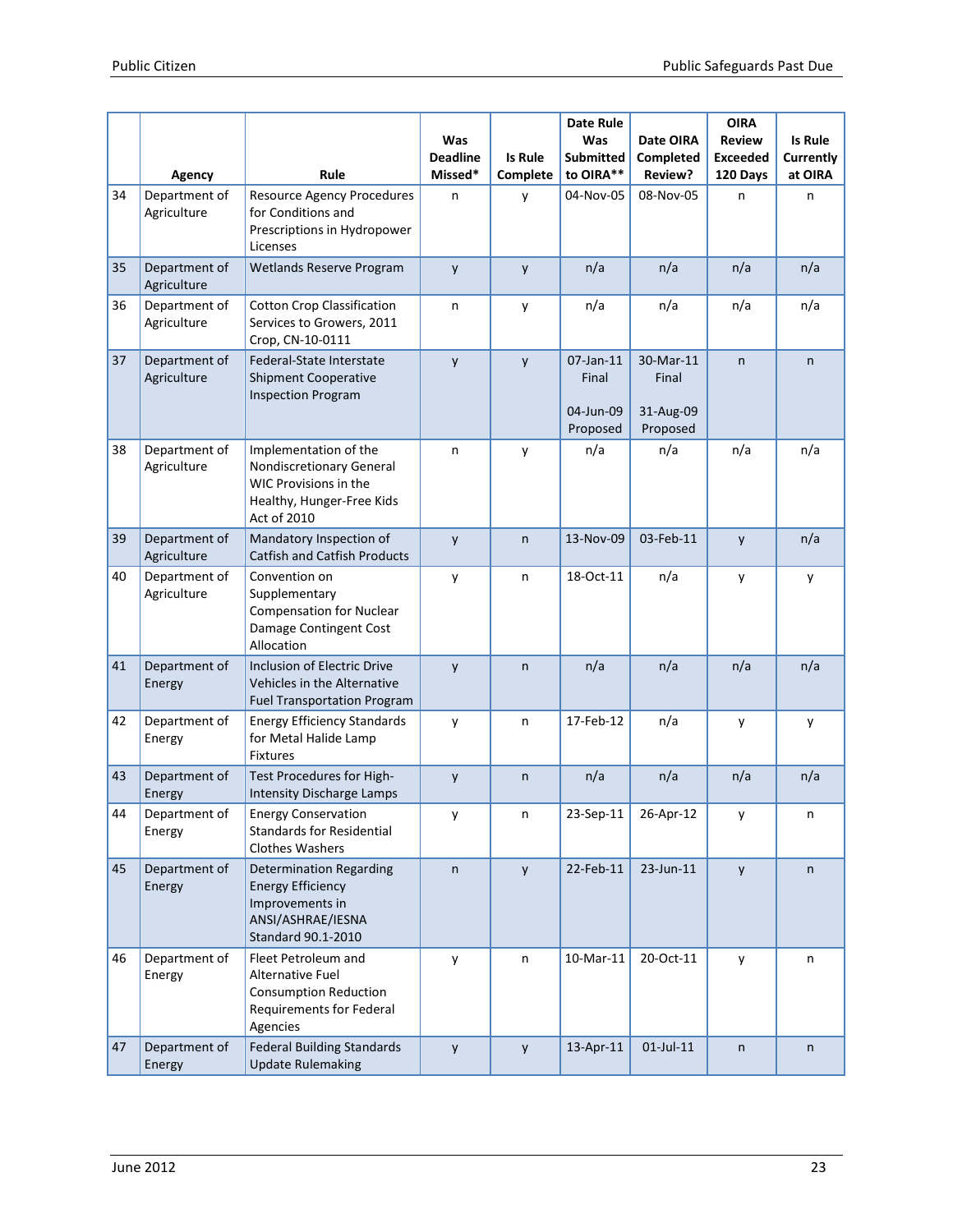|  | Agency | Rule | Was Deadline Missed* | Is Rule Complete | Date Rule Was Submitted to OIRA** | Date OIRA Completed Review? | OIRA Review Exceeded 120 Days | Is Rule Currently at OIRA |
|---|---|---|---|---|---|---|---|---|
| 34 | Department of Agriculture | Resource Agency Procedures for Conditions and Prescriptions in Hydropower Licenses | n | y | 04-Nov-05 | 08-Nov-05 | n | n |
| 35 | Department of Agriculture | Wetlands Reserve Program | y | y | n/a | n/a | n/a | n/a |
| 36 | Department of Agriculture | Cotton Crop Classification Services to Growers, 2011 Crop, CN-10-0111 | n | y | n/a | n/a | n/a | n/a |
| 37 | Department of Agriculture | Federal-State Interstate Shipment Cooperative Inspection Program | y | y | 07-Jan-11 Final<br><br>04-Jun-09 Proposed | 30-Mar-11 Final<br><br>31-Aug-09 Proposed | n | n |
| 38 | Department of Agriculture | Implementation of the Nondiscretionary General WIC Provisions in the Healthy, Hunger-Free Kids Act of 2010 | n | y | n/a | n/a | n/a | n/a |
| 39 | Department of Agriculture | Mandatory Inspection of Catfish and Catfish Products | y | n | 13-Nov-09 | 03-Feb-11 | y | n/a |
| 40 | Department of Agriculture | Convention on Supplementary Compensation for Nuclear Damage Contingent Cost Allocation | y | n | 18-Oct-11 | n/a | y | y |
| 41 | Department of Energy | Inclusion of Electric Drive Vehicles in the Alternative Fuel Transportation Program | y | n | n/a | n/a | n/a | n/a |
| 42 | Department of Energy | Energy Efficiency Standards for Metal Halide Lamp Fixtures | y | n | 17-Feb-12 | n/a | y | y |
| 43 | Department of Energy | Test Procedures for High-Intensity Discharge Lamps | y | n | n/a | n/a | n/a | n/a |
| 44 | Department of Energy | Energy Conservation Standards for Residential Clothes Washers | y | n | 23-Sep-11 | 26-Apr-12 | y | n |
| 45 | Department of Energy | Determination Regarding Energy Efficiency Improvements in ANSI/ASHRAE/IESNA Standard 90.1-2010 | n | y | 22-Feb-11 | 23-Jun-11 | y | n |
| 46 | Department of Energy | Fleet Petroleum and Alternative Fuel Consumption Reduction Requirements for Federal Agencies | y | n | 10-Mar-11 | 20-Oct-11 | y | n |
| 47 | Department of Energy | Federal Building Standards Update Rulemaking | y | y | 13-Apr-11 | 01-Jul-11 | n | n |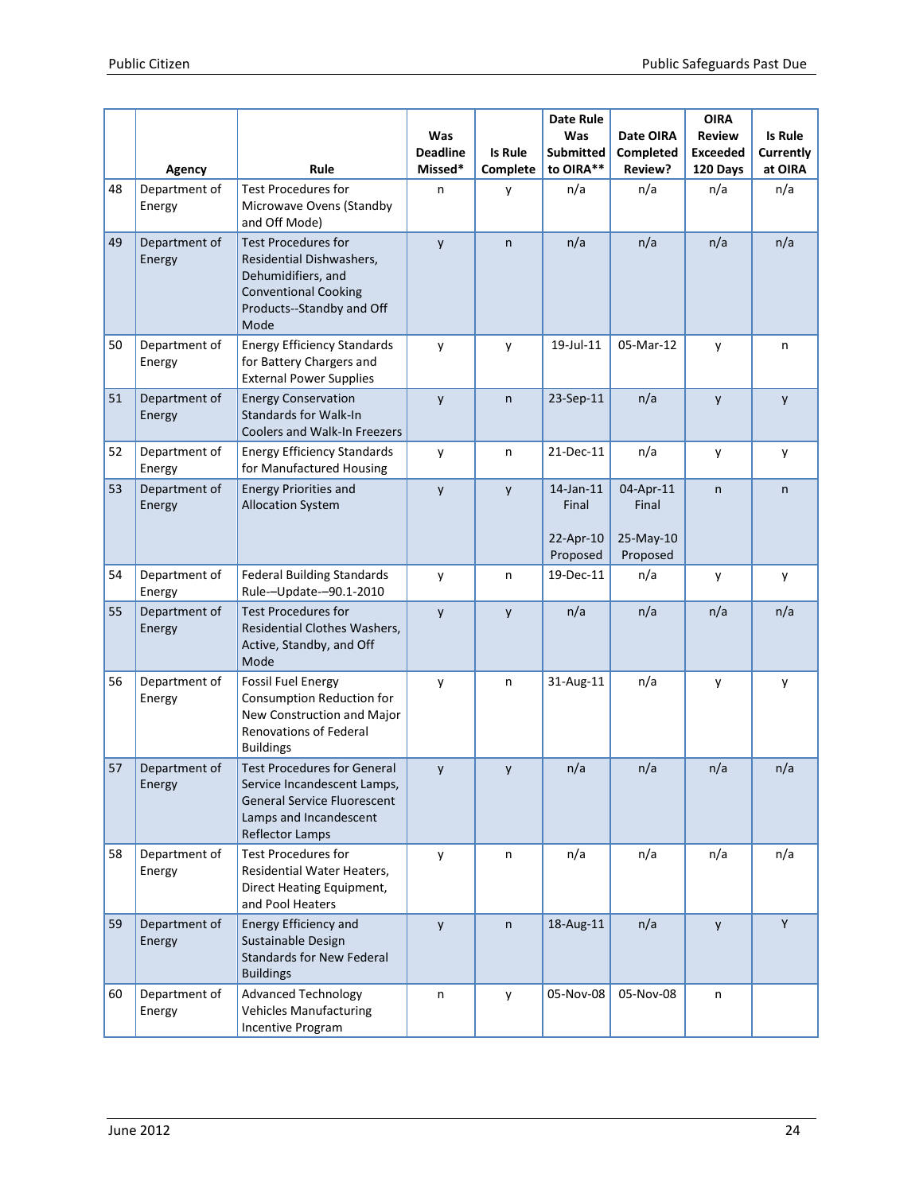| | Agency | Rule | Was Deadline Missed* | Is Rule Complete | Date Rule Was Submitted to OIRA** | Date OIRA Completed Review? | OIRA Review Exceeded 120 Days | Is Rule Currently at OIRA |
|---|---|---|---|---|---|---|---|---|
| 48 | Department of Energy | Test Procedures for Microwave Ovens (Standby and Off Mode) | n | y | n/a | n/a | n/a | n/a |
| 49 | Department of Energy | Test Procedures for Residential Dishwashers, Dehumidifiers, and Conventional Cooking Products--Standby and Off Mode | y | n | n/a | n/a | n/a | n/a |
| 50 | Department of Energy | Energy Efficiency Standards for Battery Chargers and External Power Supplies | y | y | 19-Jul-11 | 05-Mar-12 | y | n |
| 51 | Department of Energy | Energy Conservation Standards for Walk-In Coolers and Walk-In Freezers | y | n | 23-Sep-11 | n/a | y | y |
| 52 | Department of Energy | Energy Efficiency Standards for Manufactured Housing | y | n | 21-Dec-11 | n/a | y | y |
| 53 | Department of Energy | Energy Priorities and Allocation System | y | y | 14-Jan-11 Final<br><br>22-Apr-10 Proposed | 04-Apr-11 Final<br><br>25-May-10 Proposed | n | n |
| 54 | Department of Energy | Federal Building Standards Rule-–Update-–90.1-2010 | y | n | 19-Dec-11 | n/a | y | y |
| 55 | Department of Energy | Test Procedures for Residential Clothes Washers, Active, Standby, and Off Mode | y | y | n/a | n/a | n/a | n/a |
| 56 | Department of Energy | Fossil Fuel Energy Consumption Reduction for New Construction and Major Renovations of Federal Buildings | y | n | 31-Aug-11 | n/a | y | y |
| 57 | Department of Energy | Test Procedures for General Service Incandescent Lamps, General Service Fluorescent Lamps and Incandescent Reflector Lamps | y | y | n/a | n/a | n/a | n/a |
| 58 | Department of Energy | Test Procedures for Residential Water Heaters, Direct Heating Equipment, and Pool Heaters | y | n | n/a | n/a | n/a | n/a |
| 59 | Department of Energy | Energy Efficiency and Sustainable Design Standards for New Federal Buildings | y | n | 18-Aug-11 | n/a | y | Y |
| 60 | Department of Energy | Advanced Technology Vehicles Manufacturing Incentive Program | n | y | 05-Nov-08 | 05-Nov-08 | n | |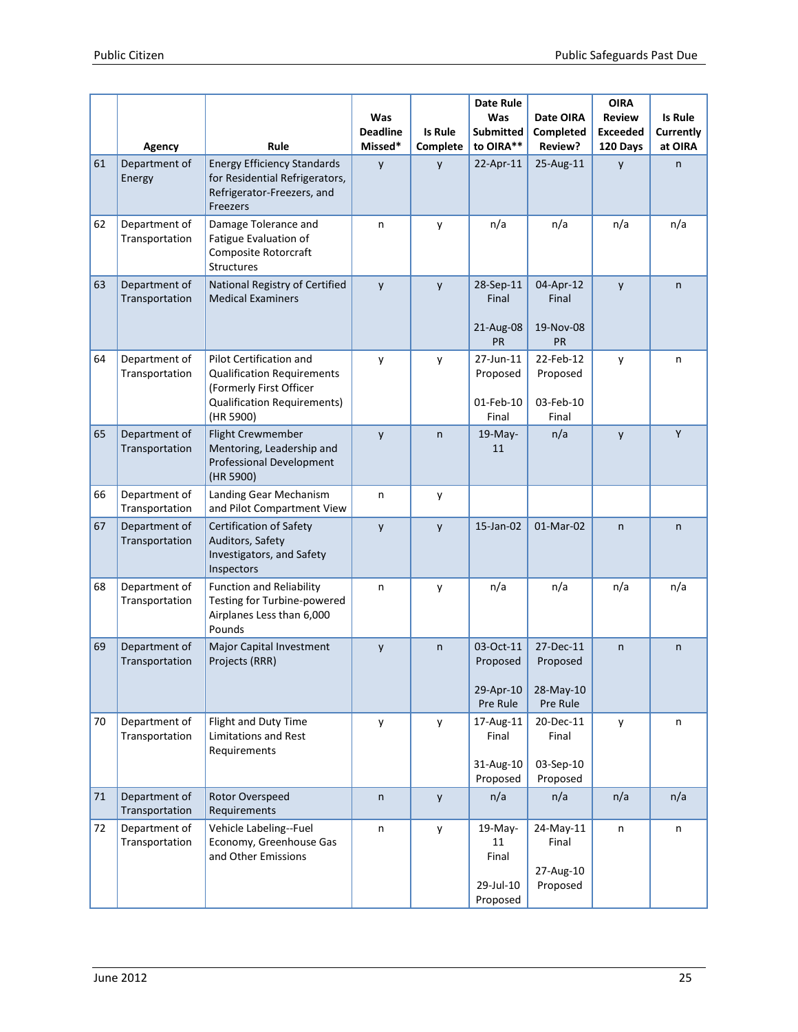| | Agency | Rule | Was Deadline Missed* | Is Rule Complete | Date Rule Was Submitted to OIRA** | Date OIRA Completed Review? | OIRA Review Exceeded 120 Days | Is Rule Currently at OIRA |
|---|---|---|---|---|---|---|---|---|
| 61 | Department of Energy | Energy Efficiency Standards for Residential Refrigerators, Refrigerator-Freezers, and Freezers | y | y | 22-Apr-11 | 25-Aug-11 | y | n |
| 62 | Department of Transportation | Damage Tolerance and Fatigue Evaluation of Composite Rotorcraft Structures | n | y | n/a | n/a | n/a | n/a |
| 63 | Department of Transportation | National Registry of Certified Medical Examiners | y | y | 28-Sep-11 Final<br><br>21-Aug-08 PR | 04-Apr-12 Final<br><br>19-Nov-08 PR | y | n |
| 64 | Department of Transportation | Pilot Certification and Qualification Requirements (Formerly First Officer Qualification Requirements) (HR 5900) | y | y | 27-Jun-11 Proposed<br><br>01-Feb-10 Final | 22-Feb-12 Proposed<br><br>03-Feb-10 Final | y | n |
| 65 | Department of Transportation | Flight Crewmember Mentoring, Leadership and Professional Development (HR 5900) | y | n | 19-May-11 | n/a | y | Y |
| 66 | Department of Transportation | Landing Gear Mechanism and Pilot Compartment View | n | y | | | | |
| 67 | Department of Transportation | Certification of Safety Auditors, Safety Investigators, and Safety Inspectors | y | y | 15-Jan-02 | 01-Mar-02 | n | n |
| 68 | Department of Transportation | Function and Reliability Testing for Turbine-powered Airplanes Less than 6,000 Pounds | n | y | n/a | n/a | n/a | n/a |
| 69 | Department of Transportation | Major Capital Investment Projects (RRR) | y | n | 03-Oct-11 Proposed<br><br>29-Apr-10 Pre Rule | 27-Dec-11 Proposed<br><br>28-May-10 Pre Rule | n | n |
| 70 | Department of Transportation | Flight and Duty Time Limitations and Rest Requirements | y | y | 17-Aug-11 Final<br><br>31-Aug-10 Proposed | 20-Dec-11 Final<br><br>03-Sep-10 Proposed | y | n |
| 71 | Department of Transportation | Rotor Overspeed Requirements | n | y | n/a | n/a | n/a | n/a |
| 72 | Department of Transportation | Vehicle Labeling--Fuel Economy, Greenhouse Gas and Other Emissions | n | y | 19-May-11 Final<br><br>29-Jul-10 Proposed | 24-May-11 Final<br><br>27-Aug-10 Proposed | n | n |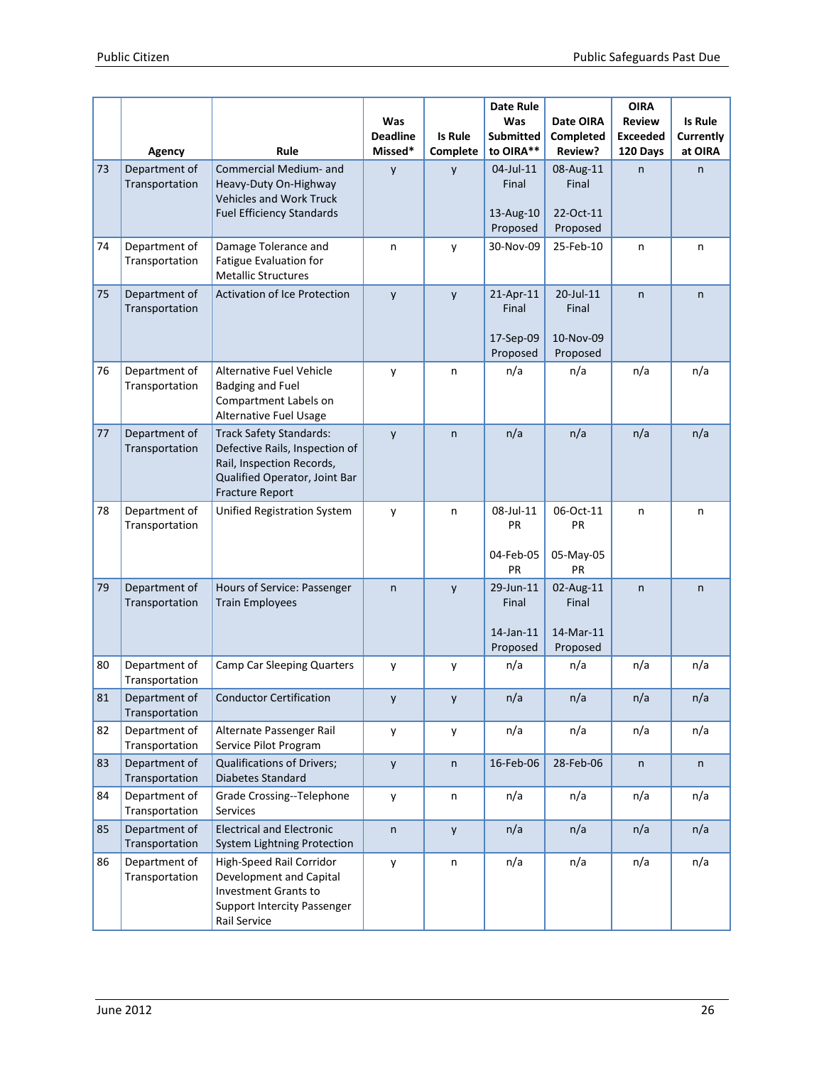| | Agency | Rule | Was Deadline Missed* | Is Rule Complete | Date Rule Was Submitted to OIRA** | Date OIRA Completed Review? | OIRA Review Exceeded 120 Days | Is Rule Currently at OIRA |
|---|---|---|---|---|---|---|---|---|
| 73 | Department of Transportation | Commercial Medium- and Heavy-Duty On-Highway Vehicles and Work Truck Fuel Efficiency Standards | y | y | 04-Jul-11 Final<br><br>13-Aug-10 Proposed | 08-Aug-11 Final<br><br>22-Oct-11 Proposed | n | n |
| 74 | Department of Transportation | Damage Tolerance and Fatigue Evaluation for Metallic Structures | n | y | 30-Nov-09 | 25-Feb-10 | n | n |
| 75 | Department of Transportation | Activation of Ice Protection | y | y | 21-Apr-11 Final<br><br>17-Sep-09 Proposed | 20-Jul-11 Final<br><br>10-Nov-09 Proposed | n | n |
| 76 | Department of Transportation | Alternative Fuel Vehicle Badging and Fuel Compartment Labels on Alternative Fuel Usage | y | n | n/a | n/a | n/a | n/a |
| 77 | Department of Transportation | Track Safety Standards: Defective Rails, Inspection of Rail, Inspection Records, Qualified Operator, Joint Bar Fracture Report | y | n | n/a | n/a | n/a | n/a |
| 78 | Department of Transportation | Unified Registration System | y | n | 08-Jul-11 PR<br><br>04-Feb-05 PR | 06-Oct-11 PR<br><br>05-May-05 PR | n | n |
| 79 | Department of Transportation | Hours of Service: Passenger Train Employees | n | y | 29-Jun-11 Final<br><br>14-Jan-11 Proposed | 02-Aug-11 Final<br><br>14-Mar-11 Proposed | n | n |
| 80 | Department of Transportation | Camp Car Sleeping Quarters | y | y | n/a | n/a | n/a | n/a |
| 81 | Department of Transportation | Conductor Certification | y | y | n/a | n/a | n/a | n/a |
| 82 | Department of Transportation | Alternate Passenger Rail Service Pilot Program | y | y | n/a | n/a | n/a | n/a |
| 83 | Department of Transportation | Qualifications of Drivers; Diabetes Standard | y | n | 16-Feb-06 | 28-Feb-06 | n | n |
| 84 | Department of Transportation | Grade Crossing--Telephone Services | y | n | n/a | n/a | n/a | n/a |
| 85 | Department of Transportation | Electrical and Electronic System Lightning Protection | n | y | n/a | n/a | n/a | n/a |
| 86 | Department of Transportation | High-Speed Rail Corridor Development and Capital Investment Grants to Support Intercity Passenger Rail Service | y | n | n/a | n/a | n/a | n/a |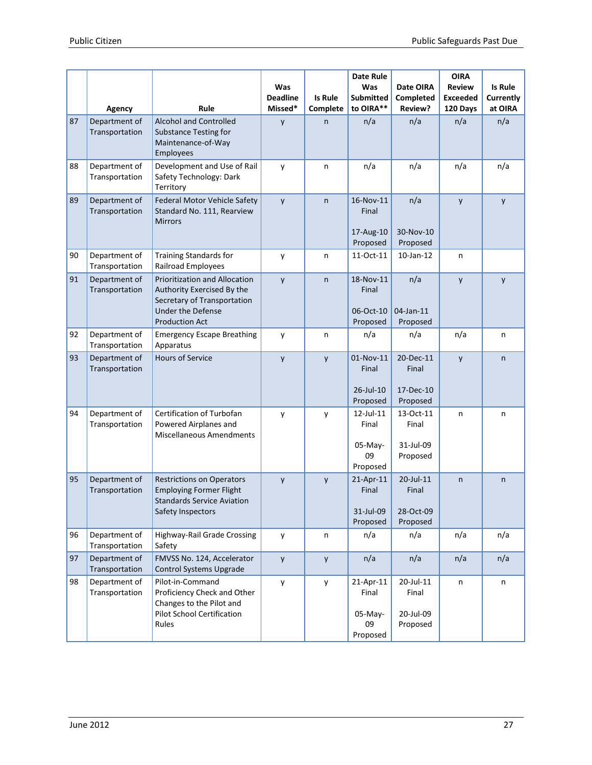| | Agency | Rule | Was Deadline Missed* | Is Rule Complete | Date Rule Was Submitted to OIRA** | Date OIRA Completed Review? | OIRA Review Exceeded 120 Days | Is Rule Currently at OIRA |
|---|---|---|---|---|---|---|---|---|
| 87 | Department of Transportation | Alcohol and Controlled Substance Testing for Maintenance-of-Way Employees | y | n | n/a | n/a | n/a | n/a |
| 88 | Department of Transportation | Development and Use of Rail Safety Technology: Dark Territory | y | n | n/a | n/a | n/a | n/a |
| 89 | Department of Transportation | Federal Motor Vehicle Safety Standard No. 111, Rearview Mirrors | y | n | 16-Nov-11 Final<br><br>17-Aug-10 Proposed | n/a<br><br>30-Nov-10 Proposed | y | y |
| 90 | Department of Transportation | Training Standards for Railroad Employees | y | n | 11-Oct-11 | 10-Jan-12 | n | |
| 91 | Department of Transportation | Prioritization and Allocation Authority Exercised By the Secretary of Transportation Under the Defense Production Act | y | n | 18-Nov-11 Final<br><br>06-Oct-10 Proposed | n/a<br><br>04-Jan-11 Proposed | y | y |
| 92 | Department of Transportation | Emergency Escape Breathing Apparatus | y | n | n/a | n/a | n/a | n |
| 93 | Department of Transportation | Hours of Service | y | y | 01-Nov-11 Final<br><br>26-Jul-10 Proposed | 20-Dec-11 Final<br><br>17-Dec-10 Proposed | y | n |
| 94 | Department of Transportation | Certification of Turbofan Powered Airplanes and Miscellaneous Amendments | y | y | 12-Jul-11 Final<br><br>05-May-09 Proposed | 13-Oct-11 Final<br><br>31-Jul-09 Proposed | n | n |
| 95 | Department of Transportation | Restrictions on Operators Employing Former Flight Standards Service Aviation Safety Inspectors | y | y | 21-Apr-11 Final<br><br>31-Jul-09 Proposed | 20-Jul-11 Final<br><br>28-Oct-09 Proposed | n | n |
| 96 | Department of Transportation | Highway-Rail Grade Crossing Safety | y | n | n/a | n/a | n/a | n/a |
| 97 | Department of Transportation | FMVSS No. 124, Accelerator Control Systems Upgrade | y | y | n/a | n/a | n/a | n/a |
| 98 | Department of Transportation | Pilot-in-Command Proficiency Check and Other Changes to the Pilot and Pilot School Certification Rules | y | y | 21-Apr-11 Final<br><br>05-May-09 Proposed | 20-Jul-11 Final<br><br>20-Jul-09 Proposed | n | n |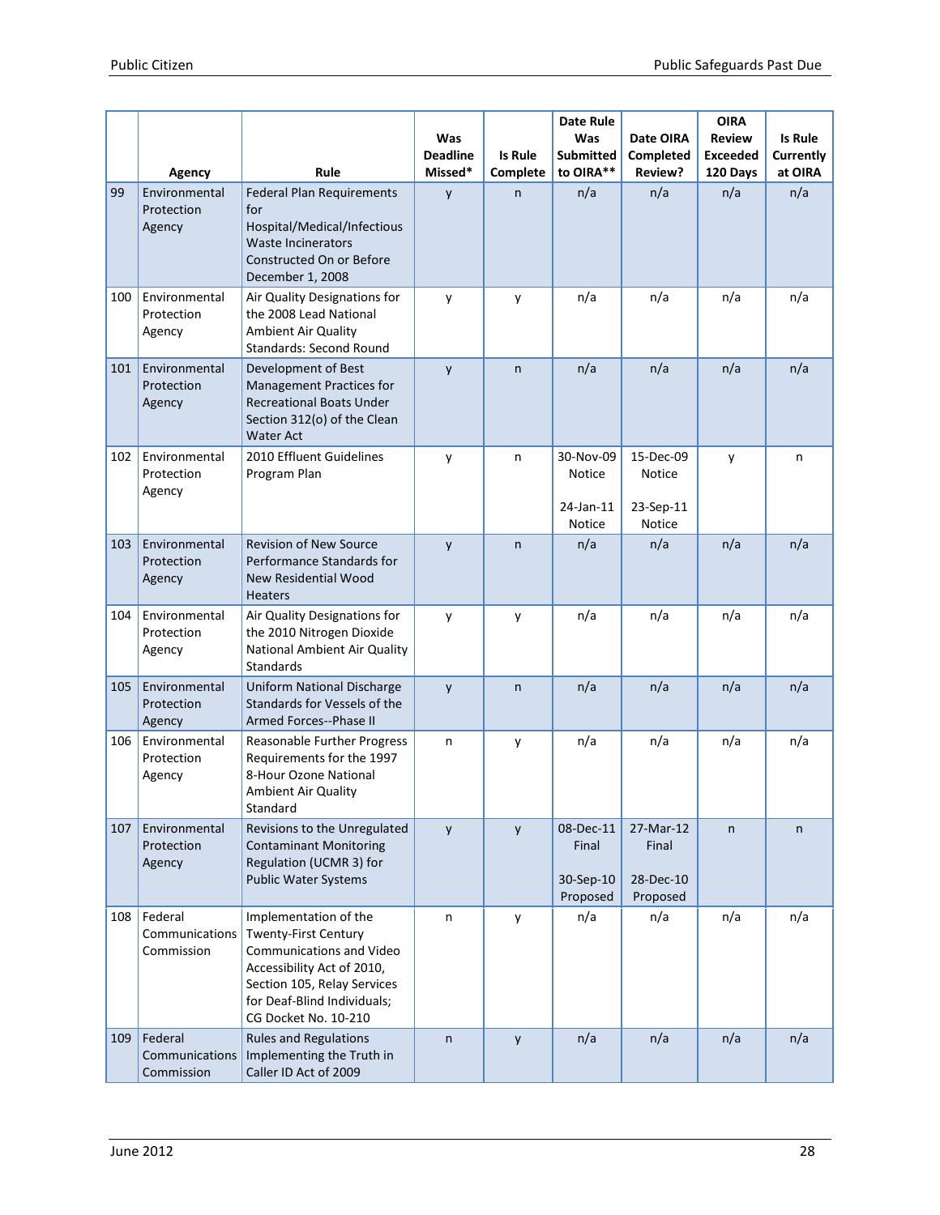| | Agency | Rule | Was Deadline Missed* | Is Rule Complete | Date Rule Was Submitted to OIRA** | Date OIRA Completed Review? | OIRA Review Exceeded 120 Days | Is Rule Currently at OIRA |
|---|---|---|---|---|---|---|---|---|
| 99 | Environmental Protection Agency | Federal Plan Requirements for Hospital/Medical/Infectious Waste Incinerators Constructed On or Before December 1, 2008 | y | n | n/a | n/a | n/a | n/a |
| 100 | Environmental Protection Agency | Air Quality Designations for the 2008 Lead National Ambient Air Quality Standards: Second Round | y | y | n/a | n/a | n/a | n/a |
| 101 | Environmental Protection Agency | Development of Best Management Practices for Recreational Boats Under Section 312(o) of the Clean Water Act | y | n | n/a | n/a | n/a | n/a |
| 102 | Environmental Protection Agency | 2010 Effluent Guidelines Program Plan | y | n | 30-Nov-09 Notice<br><br>24-Jan-11 Notice | 15-Dec-09 Notice<br><br>23-Sep-11 Notice | y | n |
| 103 | Environmental Protection Agency | Revision of New Source Performance Standards for New Residential Wood Heaters | y | n | n/a | n/a | n/a | n/a |
| 104 | Environmental Protection Agency | Air Quality Designations for the 2010 Nitrogen Dioxide National Ambient Air Quality Standards | y | y | n/a | n/a | n/a | n/a |
| 105 | Environmental Protection Agency | Uniform National Discharge Standards for Vessels of the Armed Forces--Phase II | y | n | n/a | n/a | n/a | n/a |
| 106 | Environmental Protection Agency | Reasonable Further Progress Requirements for the 1997 8-Hour Ozone National Ambient Air Quality Standard | n | y | n/a | n/a | n/a | n/a |
| 107 | Environmental Protection Agency | Revisions to the Unregulated Contaminant Monitoring Regulation (UCMR 3) for Public Water Systems | y | y | 08-Dec-11 Final<br><br>30-Sep-10 Proposed | 27-Mar-12 Final<br><br>28-Dec-10 Proposed | n | n |
| 108 | Federal Communications Commission | Implementation of the Twenty-First Century Communications and Video Accessibility Act of 2010, Section 105, Relay Services for Deaf-Blind Individuals; CG Docket No. 10-210 | n | y | n/a | n/a | n/a | n/a |
| 109 | Federal Communications Commission | Rules and Regulations Implementing the Truth in Caller ID Act of 2009 | n | y | n/a | n/a | n/a | n/a |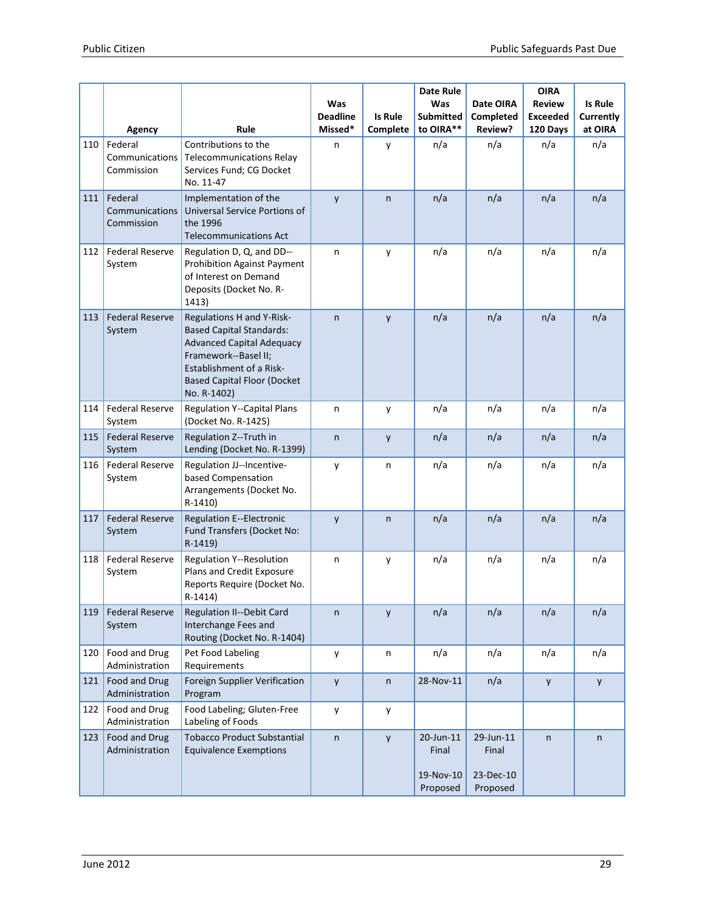| | Agency | Rule | Was Deadline Missed* | Is Rule Complete | Date Rule Was Submitted to OIRA** | Date OIRA Completed Review? | OIRA Review Exceeded 120 Days | Is Rule Currently at OIRA |
|---|---|---|---|---|---|---|---|---|
| 110 | Federal Communications Commission | Contributions to the Telecommunications Relay Services Fund; CG Docket No. 11-47 | n | y | n/a | n/a | n/a | n/a |
| 111 | Federal Communications Commission | Implementation of the Universal Service Portions of the 1996 Telecommunications Act | y | n | n/a | n/a | n/a | n/a |
| 112 | Federal Reserve System | Regulation D, Q, and DD--Prohibition Against Payment of Interest on Demand Deposits (Docket No. R-1413) | n | y | n/a | n/a | n/a | n/a |
| 113 | Federal Reserve System | Regulations H and Y-Risk-Based Capital Standards: Advanced Capital Adequacy Framework--Basel II; Establishment of a Risk-Based Capital Floor (Docket No. R-1402) | n | y | n/a | n/a | n/a | n/a |
| 114 | Federal Reserve System | Regulation Y--Capital Plans (Docket No. R-1425) | n | y | n/a | n/a | n/a | n/a |
| 115 | Federal Reserve System | Regulation Z--Truth in Lending (Docket No. R-1399) | n | y | n/a | n/a | n/a | n/a |
| 116 | Federal Reserve System | Regulation JJ--Incentive-based Compensation Arrangements (Docket No. R-1410) | y | n | n/a | n/a | n/a | n/a |
| 117 | Federal Reserve System | Regulation E--Electronic Fund Transfers (Docket No: R-1419) | y | n | n/a | n/a | n/a | n/a |
| 118 | Federal Reserve System | Regulation Y--Resolution Plans and Credit Exposure Reports Require (Docket No. R-1414) | n | y | n/a | n/a | n/a | n/a |
| 119 | Federal Reserve System | Regulation II--Debit Card Interchange Fees and Routing (Docket No. R-1404) | n | y | n/a | n/a | n/a | n/a |
| 120 | Food and Drug Administration | Pet Food Labeling Requirements | y | n | n/a | n/a | n/a | n/a |
| 121 | Food and Drug Administration | Foreign Supplier Verification Program | y | n | 28-Nov-11 | n/a | y | y |
| 122 | Food and Drug Administration | Food Labeling; Gluten-Free Labeling of Foods | y | y | | | | |
| 123 | Food and Drug Administration | Tobacco Product Substantial Equivalence Exemptions | n | y | 20-Jun-11 Final<br><br>19-Nov-10 Proposed | 29-Jun-11 Final<br><br>23-Dec-10 Proposed | n | n |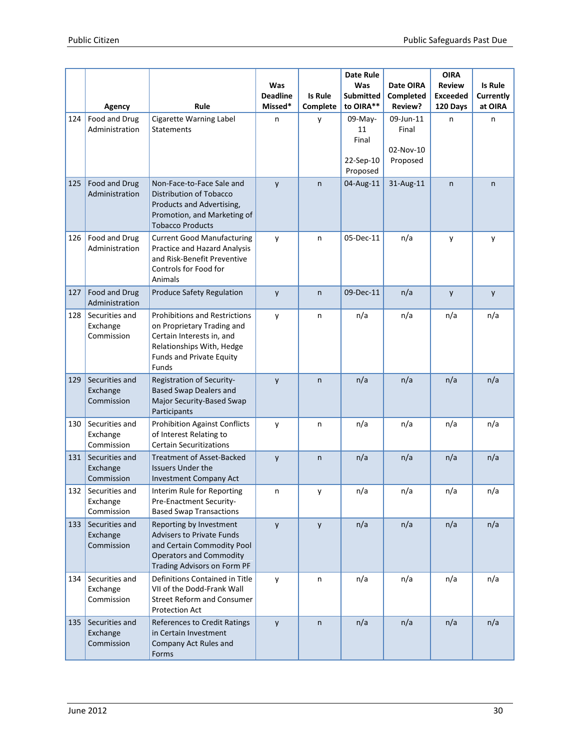| | Agency | Rule | Was Deadline Missed* | Is Rule Complete | Date Rule Was Submitted to OIRA** | Date OIRA Completed Review? | OIRA Review Exceeded 120 Days | Is Rule Currently at OIRA |
|---|---|---|---|---|---|---|---|---|
| 124 | Food and Drug Administration | Cigarette Warning Label Statements | n | y | 09-May-11 Final<br><br>22-Sep-10 Proposed | 09-Jun-11 Final<br><br>02-Nov-10 Proposed | n | n |
| 125 | Food and Drug Administration | Non-Face-to-Face Sale and Distribution of Tobacco Products and Advertising, Promotion, and Marketing of Tobacco Products | y | n | 04-Aug-11 | 31-Aug-11 | n | n |
| 126 | Food and Drug Administration | Current Good Manufacturing Practice and Hazard Analysis and Risk-Benefit Preventive Controls for Food for Animals | y | n | 05-Dec-11 | n/a | y | y |
| 127 | Food and Drug Administration | Produce Safety Regulation | y | n | 09-Dec-11 | n/a | y | y |
| 128 | Securities and Exchange Commission | Prohibitions and Restrictions on Proprietary Trading and Certain Interests in, and Relationships With, Hedge Funds and Private Equity Funds | y | n | n/a | n/a | n/a | n/a |
| 129 | Securities and Exchange Commission | Registration of Security-Based Swap Dealers and Major Security-Based Swap Participants | y | n | n/a | n/a | n/a | n/a |
| 130 | Securities and Exchange Commission | Prohibition Against Conflicts of Interest Relating to Certain Securitizations | y | n | n/a | n/a | n/a | n/a |
| 131 | Securities and Exchange Commission | Treatment of Asset-Backed Issuers Under the Investment Company Act | y | n | n/a | n/a | n/a | n/a |
| 132 | Securities and Exchange Commission | Interim Rule for Reporting Pre-Enactment Security-Based Swap Transactions | n | y | n/a | n/a | n/a | n/a |
| 133 | Securities and Exchange Commission | Reporting by Investment Advisers to Private Funds and Certain Commodity Pool Operators and Commodity Trading Advisors on Form PF | y | y | n/a | n/a | n/a | n/a |
| 134 | Securities and Exchange Commission | Definitions Contained in Title VII of the Dodd-Frank Wall Street Reform and Consumer Protection Act | y | n | n/a | n/a | n/a | n/a |
| 135 | Securities and Exchange Commission | References to Credit Ratings in Certain Investment Company Act Rules and Forms | y | n | n/a | n/a | n/a | n/a |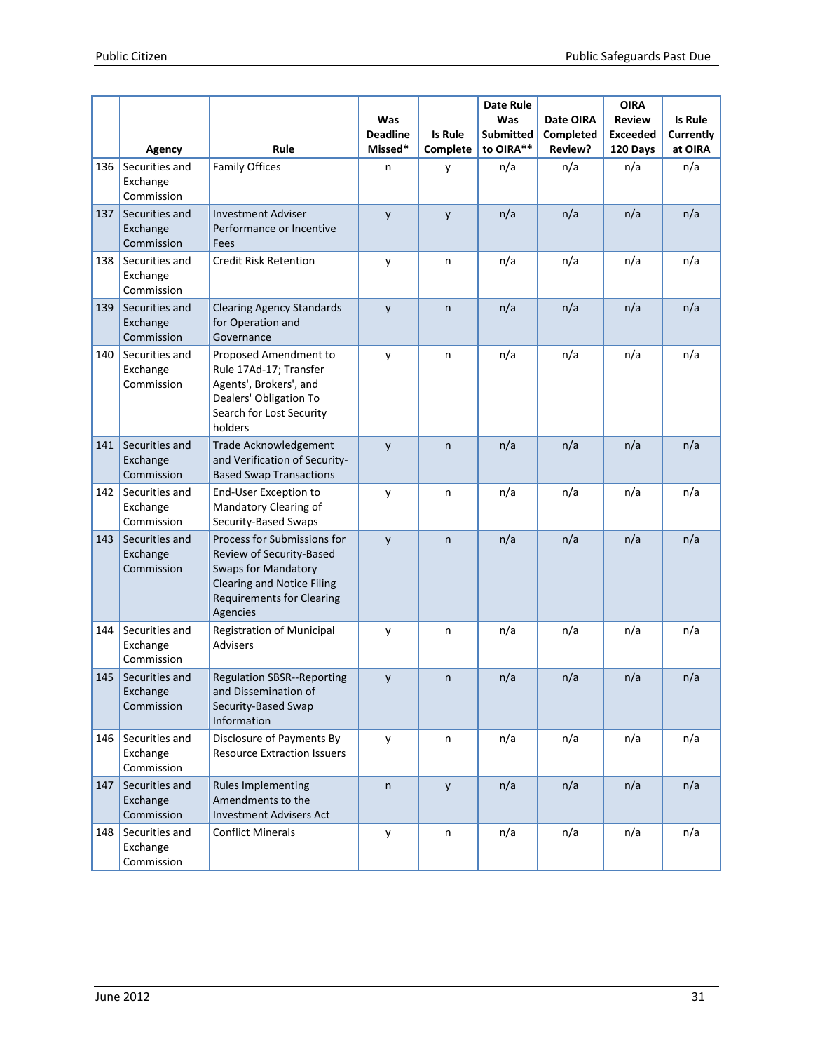| | Agency | Rule | Was Deadline Missed* | Is Rule Complete | Date Rule Was Submitted to OIRA** | Date OIRA Completed Review? | OIRA Review Exceeded 120 Days | Is Rule Currently at OIRA |
|---|---|---|---|---|---|---|---|---|
| 136 | Securities and Exchange Commission | Family Offices | n | y | n/a | n/a | n/a | n/a |
| 137 | Securities and Exchange Commission | Investment Adviser Performance or Incentive Fees | y | y | n/a | n/a | n/a | n/a |
| 138 | Securities and Exchange Commission | Credit Risk Retention | y | n | n/a | n/a | n/a | n/a |
| 139 | Securities and Exchange Commission | Clearing Agency Standards for Operation and Governance | y | n | n/a | n/a | n/a | n/a |
| 140 | Securities and Exchange Commission | Proposed Amendment to Rule 17Ad-17; Transfer Agents', Brokers', and Dealers' Obligation To Search for Lost Security holders | y | n | n/a | n/a | n/a | n/a |
| 141 | Securities and Exchange Commission | Trade Acknowledgement and Verification of Security-Based Swap Transactions | y | n | n/a | n/a | n/a | n/a |
| 142 | Securities and Exchange Commission | End-User Exception to Mandatory Clearing of Security-Based Swaps | y | n | n/a | n/a | n/a | n/a |
| 143 | Securities and Exchange Commission | Process for Submissions for Review of Security-Based Swaps for Mandatory Clearing and Notice Filing Requirements for Clearing Agencies | y | n | n/a | n/a | n/a | n/a |
| 144 | Securities and Exchange Commission | Registration of Municipal Advisers | y | n | n/a | n/a | n/a | n/a |
| 145 | Securities and Exchange Commission | Regulation SBSR--Reporting and Dissemination of Security-Based Swap Information | y | n | n/a | n/a | n/a | n/a |
| 146 | Securities and Exchange Commission | Disclosure of Payments By Resource Extraction Issuers | y | n | n/a | n/a | n/a | n/a |
| 147 | Securities and Exchange Commission | Rules Implementing Amendments to the Investment Advisers Act | n | y | n/a | n/a | n/a | n/a |
| 148 | Securities and Exchange Commission | Conflict Minerals | y | n | n/a | n/a | n/a | n/a |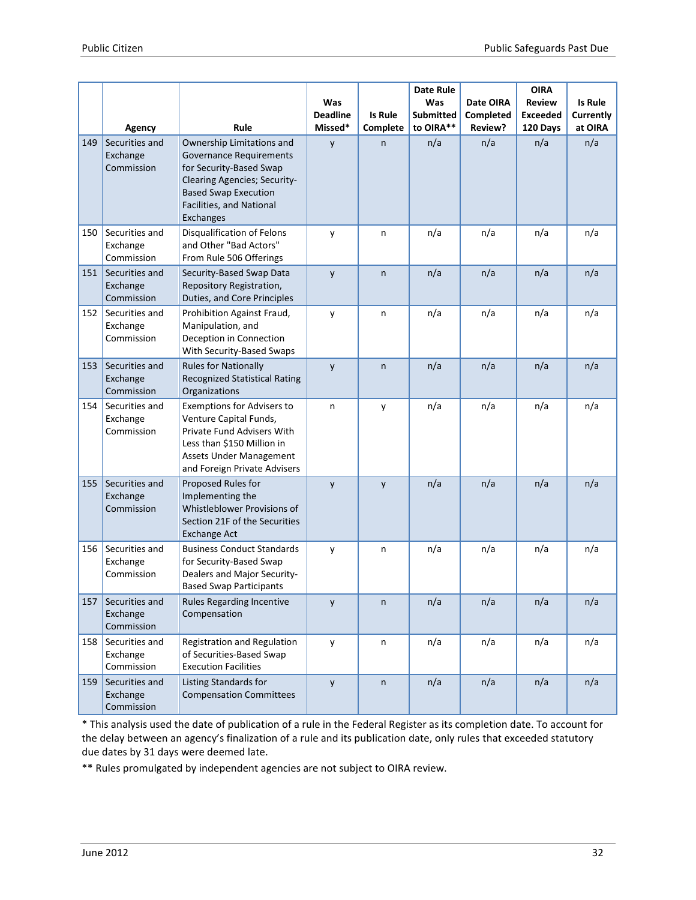| | Agency | Rule | Was Deadline Missed* | Is Rule Complete | Date Rule Was Submitted to OIRA** | Date OIRA Completed Review? | OIRA Review Exceeded 120 Days | Is Rule Currently at OIRA |
|---|---|---|---|---|---|---|---|---|
| 149 | Securities and Exchange Commission | Ownership Limitations and Governance Requirements for Security-Based Swap Clearing Agencies; Security-Based Swap Execution Facilities, and National Exchanges | y | n | n/a | n/a | n/a | n/a |
| 150 | Securities and Exchange Commission | Disqualification of Felons and Other "Bad Actors" From Rule 506 Offerings | y | n | n/a | n/a | n/a | n/a |
| 151 | Securities and Exchange Commission | Security-Based Swap Data Repository Registration, Duties, and Core Principles | y | n | n/a | n/a | n/a | n/a |
| 152 | Securities and Exchange Commission | Prohibition Against Fraud, Manipulation, and Deception in Connection With Security-Based Swaps | y | n | n/a | n/a | n/a | n/a |
| 153 | Securities and Exchange Commission | Rules for Nationally Recognized Statistical Rating Organizations | y | n | n/a | n/a | n/a | n/a |
| 154 | Securities and Exchange Commission | Exemptions for Advisers to Venture Capital Funds, Private Fund Advisers With Less than $150 Million in Assets Under Management and Foreign Private Advisers | n | y | n/a | n/a | n/a | n/a |
| 155 | Securities and Exchange Commission | Proposed Rules for Implementing the Whistleblower Provisions of Section 21F of the Securities Exchange Act | y | y | n/a | n/a | n/a | n/a |
| 156 | Securities and Exchange Commission | Business Conduct Standards for Security-Based Swap Dealers and Major Security-Based Swap Participants | y | n | n/a | n/a | n/a | n/a |
| 157 | Securities and Exchange Commission | Rules Regarding Incentive Compensation | y | n | n/a | n/a | n/a | n/a |
| 158 | Securities and Exchange Commission | Registration and Regulation of Securities-Based Swap Execution Facilities | y | n | n/a | n/a | n/a | n/a |
| 159 | Securities and Exchange Commission | Listing Standards for Compensation Committees | y | n | n/a | n/a | n/a | n/a |

* This analysis used the date of publication of a rule in the Federal Register as its completion date. To account for the delay between an agency's finalization of a rule and its publication date, only rules that exceeded statutory due dates by 31 days were deemed late.

** Rules promulgated by independent agencies are not subject to OIRA review.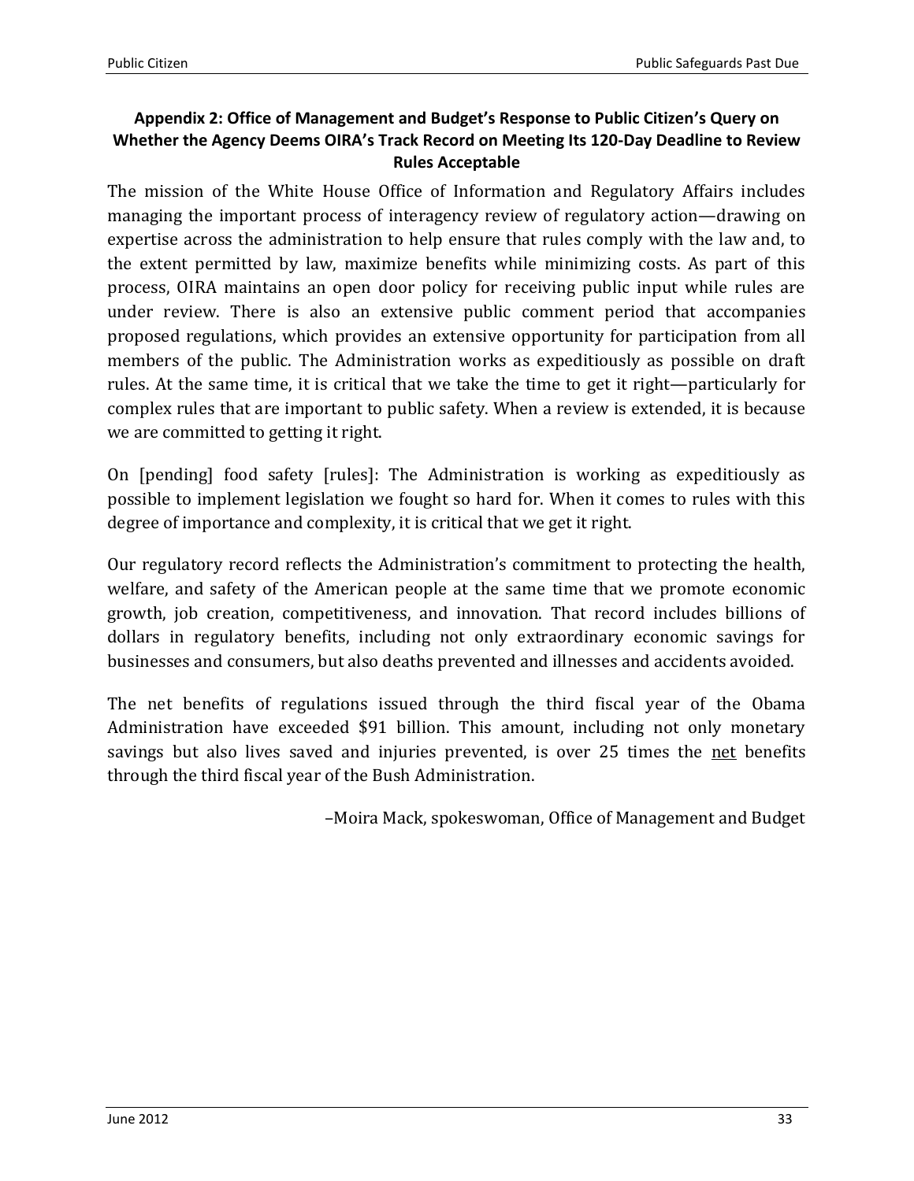## Appendix 2: Office of Management and Budget's Response to Public Citizen's Query on Whether the Agency Deems OIRA's Track Record on Meeting Its 120-Day Deadline to Review Rules Acceptable

The mission of the White House Office of Information and Regulatory Affairs includes managing the important process of interagency review of regulatory action—drawing on expertise across the administration to help ensure that rules comply with the law and, to the extent permitted by law, maximize benefits while minimizing costs. As part of this process, OIRA maintains an open door policy for receiving public input while rules are under review. There is also an extensive public comment period that accompanies proposed regulations, which provides an extensive opportunity for participation from all members of the public. The Administration works as expeditiously as possible on draft rules. At the same time, it is critical that we take the time to get it right—particularly for complex rules that are important to public safety. When a review is extended, it is because we are committed to getting it right.

On [pending] food safety [rules]: The Administration is working as expeditiously as possible to implement legislation we fought so hard for. When it comes to rules with this degree of importance and complexity, it is critical that we get it right.

Our regulatory record reflects the Administration's commitment to protecting the health, welfare, and safety of the American people at the same time that we promote economic growth, job creation, competitiveness, and innovation. That record includes billions of dollars in regulatory benefits, including not only extraordinary economic savings for businesses and consumers, but also deaths prevented and illnesses and accidents avoided.

The net benefits of regulations issued through the third fiscal year of the Obama Administration have exceeded $91 billion. This amount, including not only monetary savings but also lives saved and injuries prevented, is over 25 times the <u>net</u> benefits through the third fiscal year of the Bush Administration.

–Moira Mack, spokeswoman, Office of Management and Budget